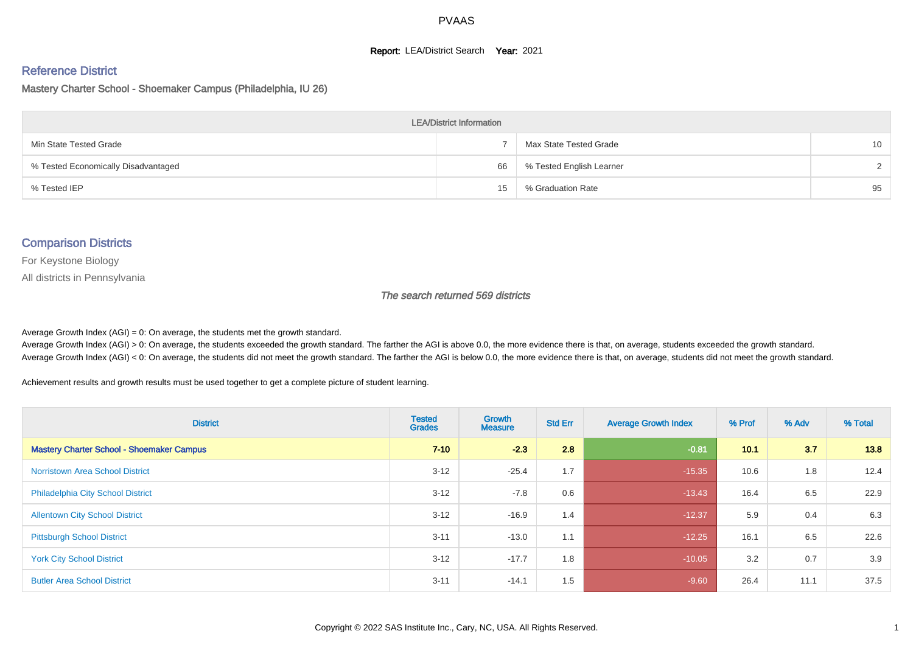# PVAAS

**Report:** LEA/District Search **Year:** 2021

## Reference District

### Mastery Charter School - Shoemaker Campus (Philadelphia, IU 26)

| LEA/District Information | | | |
|---|---|---|---|
| Min State Tested Grade | 7 | Max State Tested Grade | 10 |
| % Tested Economically Disadvantaged | 66 | % Tested English Learner | 2 |
| % Tested IEP | 15 | % Graduation Rate | 95 |

## Comparison Districts

For Keystone Biology

All districts in Pennsylvania

*The search returned 569 districts*

Average Growth Index (AGI) = 0: On average, the students met the growth standard.
Average Growth Index (AGI) > 0: On average, the students exceeded the growth standard. The farther the AGI is above 0.0, the more evidence there is that, on average, students exceeded the growth standard.
Average Growth Index (AGI) < 0: On average, the students did not meet the growth standard. The farther the AGI is below 0.0, the more evidence there is that, on average, students did not meet the growth standard.

Achievement results and growth results must be used together to get a complete picture of student learning.

| District | Tested Grades | Growth Measure | Std Err | Average Growth Index | % Prof | % Adv | % Total |
|---|---|---|---|---|---|---|---|
| **Mastery Charter School - Shoemaker Campus** | **7-10** | **-2.3** | **2.8** | **-0.81** | **10.1** | **3.7** | **13.8** |
| Norristown Area School District | 3-12 | -25.4 | 1.7 | -15.35 | 10.6 | 1.8 | 12.4 |
| Philadelphia City School District | 3-12 | -7.8 | 0.6 | -13.43 | 16.4 | 6.5 | 22.9 |
| Allentown City School District | 3-12 | -16.9 | 1.4 | -12.37 | 5.9 | 0.4 | 6.3 |
| Pittsburgh School District | 3-11 | -13.0 | 1.1 | -12.25 | 16.1 | 6.5 | 22.6 |
| York City School District | 3-12 | -17.7 | 1.8 | -10.05 | 3.2 | 0.7 | 3.9 |
| Butler Area School District | 3-11 | -14.1 | 1.5 | -9.60 | 26.4 | 11.1 | 37.5 |

Copyright © 2022 SAS Institute Inc., Cary, NC, USA. All Rights Reserved.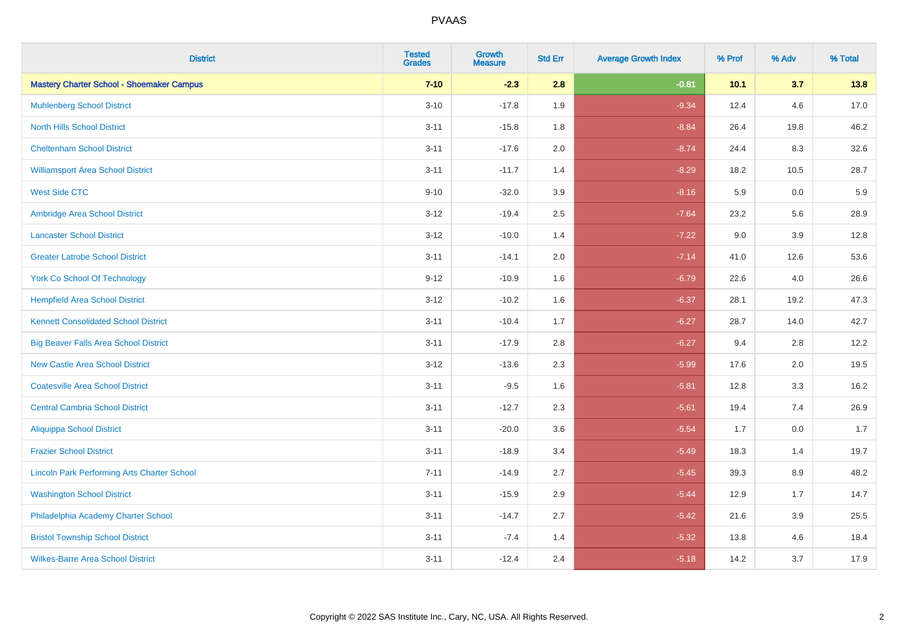# PVAAS

| District | Tested Grades | Growth Measure | Std Err | Average Growth Index | % Prof | % Adv | % Total |
|---|---|---|---|---|---|---|---|
| **Mastery Charter School - Shoemaker Campus** | **7-10** | **-2.3** | **2.8** | **-0.81** | **10.1** | **3.7** | **13.8** |
| Muhlenberg School District | 3-10 | -17.8 | 1.9 | -9.34 | 12.4 | 4.6 | 17.0 |
| North Hills School District | 3-11 | -15.8 | 1.8 | -8.84 | 26.4 | 19.8 | 46.2 |
| Cheltenham School District | 3-11 | -17.6 | 2.0 | -8.74 | 24.4 | 8.3 | 32.6 |
| Williamsport Area School District | 3-11 | -11.7 | 1.4 | -8.29 | 18.2 | 10.5 | 28.7 |
| West Side CTC | 9-10 | -32.0 | 3.9 | -8.16 | 5.9 | 0.0 | 5.9 |
| Ambridge Area School District | 3-12 | -19.4 | 2.5 | -7.64 | 23.2 | 5.6 | 28.9 |
| Lancaster School District | 3-12 | -10.0 | 1.4 | -7.22 | 9.0 | 3.9 | 12.8 |
| Greater Latrobe School District | 3-11 | -14.1 | 2.0 | -7.14 | 41.0 | 12.6 | 53.6 |
| York Co School Of Technology | 9-12 | -10.9 | 1.6 | -6.79 | 22.6 | 4.0 | 26.6 |
| Hempfield Area School District | 3-12 | -10.2 | 1.6 | -6.37 | 28.1 | 19.2 | 47.3 |
| Kennett Consolidated School District | 3-11 | -10.4 | 1.7 | -6.27 | 28.7 | 14.0 | 42.7 |
| Big Beaver Falls Area School District | 3-11 | -17.9 | 2.8 | -6.27 | 9.4 | 2.8 | 12.2 |
| New Castle Area School District | 3-12 | -13.6 | 2.3 | -5.99 | 17.6 | 2.0 | 19.5 |
| Coatesville Area School District | 3-11 | -9.5 | 1.6 | -5.81 | 12.8 | 3.3 | 16.2 |
| Central Cambria School District | 3-11 | -12.7 | 2.3 | -5.61 | 19.4 | 7.4 | 26.9 |
| Aliquippa School District | 3-11 | -20.0 | 3.6 | -5.54 | 1.7 | 0.0 | 1.7 |
| Frazier School District | 3-11 | -18.9 | 3.4 | -5.49 | 18.3 | 1.4 | 19.7 |
| Lincoln Park Performing Arts Charter School | 7-11 | -14.9 | 2.7 | -5.45 | 39.3 | 8.9 | 48.2 |
| Washington School District | 3-11 | -15.9 | 2.9 | -5.44 | 12.9 | 1.7 | 14.7 |
| Philadelphia Academy Charter School | 3-11 | -14.7 | 2.7 | -5.42 | 21.6 | 3.9 | 25.5 |
| Bristol Township School District | 3-11 | -7.4 | 1.4 | -5.32 | 13.8 | 4.6 | 18.4 |
| Wilkes-Barre Area School District | 3-11 | -12.4 | 2.4 | -5.18 | 14.2 | 3.7 | 17.9 |

Copyright © 2022 SAS Institute Inc., Cary, NC, USA. All Rights Reserved.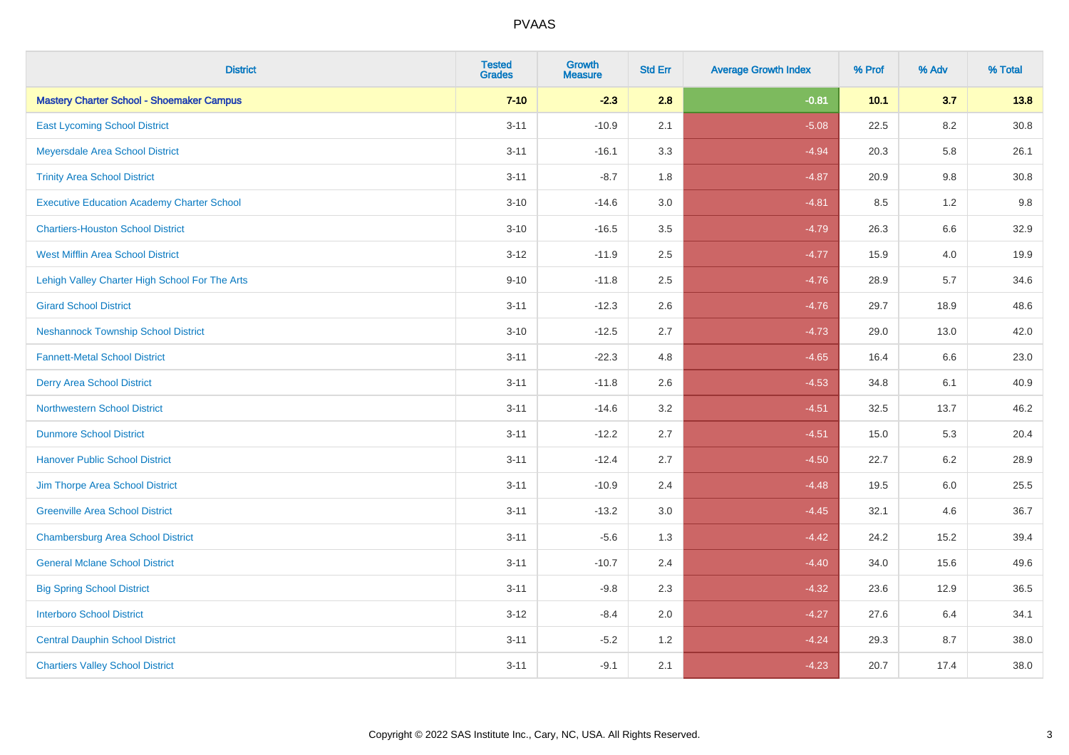PVAAS

| District | Tested Grades | Growth Measure | Std Err | Average Growth Index | % Prof | % Adv | % Total |
|---|---|---|---|---|---|---|---|
| **Mastery Charter School - Shoemaker Campus** | **7-10** | **-2.3** | **2.8** | **-0.81** | **10.1** | **3.7** | **13.8** |
| East Lycoming School District | 3-11 | -10.9 | 2.1 | -5.08 | 22.5 | 8.2 | 30.8 |
| Meyersdale Area School District | 3-11 | -16.1 | 3.3 | -4.94 | 20.3 | 5.8 | 26.1 |
| Trinity Area School District | 3-11 | -8.7 | 1.8 | -4.87 | 20.9 | 9.8 | 30.8 |
| Executive Education Academy Charter School | 3-10 | -14.6 | 3.0 | -4.81 | 8.5 | 1.2 | 9.8 |
| Chartiers-Houston School District | 3-10 | -16.5 | 3.5 | -4.79 | 26.3 | 6.6 | 32.9 |
| West Mifflin Area School District | 3-12 | -11.9 | 2.5 | -4.77 | 15.9 | 4.0 | 19.9 |
| Lehigh Valley Charter High School For The Arts | 9-10 | -11.8 | 2.5 | -4.76 | 28.9 | 5.7 | 34.6 |
| Girard School District | 3-11 | -12.3 | 2.6 | -4.76 | 29.7 | 18.9 | 48.6 |
| Neshannock Township School District | 3-10 | -12.5 | 2.7 | -4.73 | 29.0 | 13.0 | 42.0 |
| Fannett-Metal School District | 3-11 | -22.3 | 4.8 | -4.65 | 16.4 | 6.6 | 23.0 |
| Derry Area School District | 3-11 | -11.8 | 2.6 | -4.53 | 34.8 | 6.1 | 40.9 |
| Northwestern School District | 3-11 | -14.6 | 3.2 | -4.51 | 32.5 | 13.7 | 46.2 |
| Dunmore School District | 3-11 | -12.2 | 2.7 | -4.51 | 15.0 | 5.3 | 20.4 |
| Hanover Public School District | 3-11 | -12.4 | 2.7 | -4.50 | 22.7 | 6.2 | 28.9 |
| Jim Thorpe Area School District | 3-11 | -10.9 | 2.4 | -4.48 | 19.5 | 6.0 | 25.5 |
| Greenville Area School District | 3-11 | -13.2 | 3.0 | -4.45 | 32.1 | 4.6 | 36.7 |
| Chambersburg Area School District | 3-11 | -5.6 | 1.3 | -4.42 | 24.2 | 15.2 | 39.4 |
| General Mclane School District | 3-11 | -10.7 | 2.4 | -4.40 | 34.0 | 15.6 | 49.6 |
| Big Spring School District | 3-11 | -9.8 | 2.3 | -4.32 | 23.6 | 12.9 | 36.5 |
| Interboro School District | 3-12 | -8.4 | 2.0 | -4.27 | 27.6 | 6.4 | 34.1 |
| Central Dauphin School District | 3-11 | -5.2 | 1.2 | -4.24 | 29.3 | 8.7 | 38.0 |
| Chartiers Valley School District | 3-11 | -9.1 | 2.1 | -4.23 | 20.7 | 17.4 | 38.0 |

Copyright © 2022 SAS Institute Inc., Cary, NC, USA. All Rights Reserved.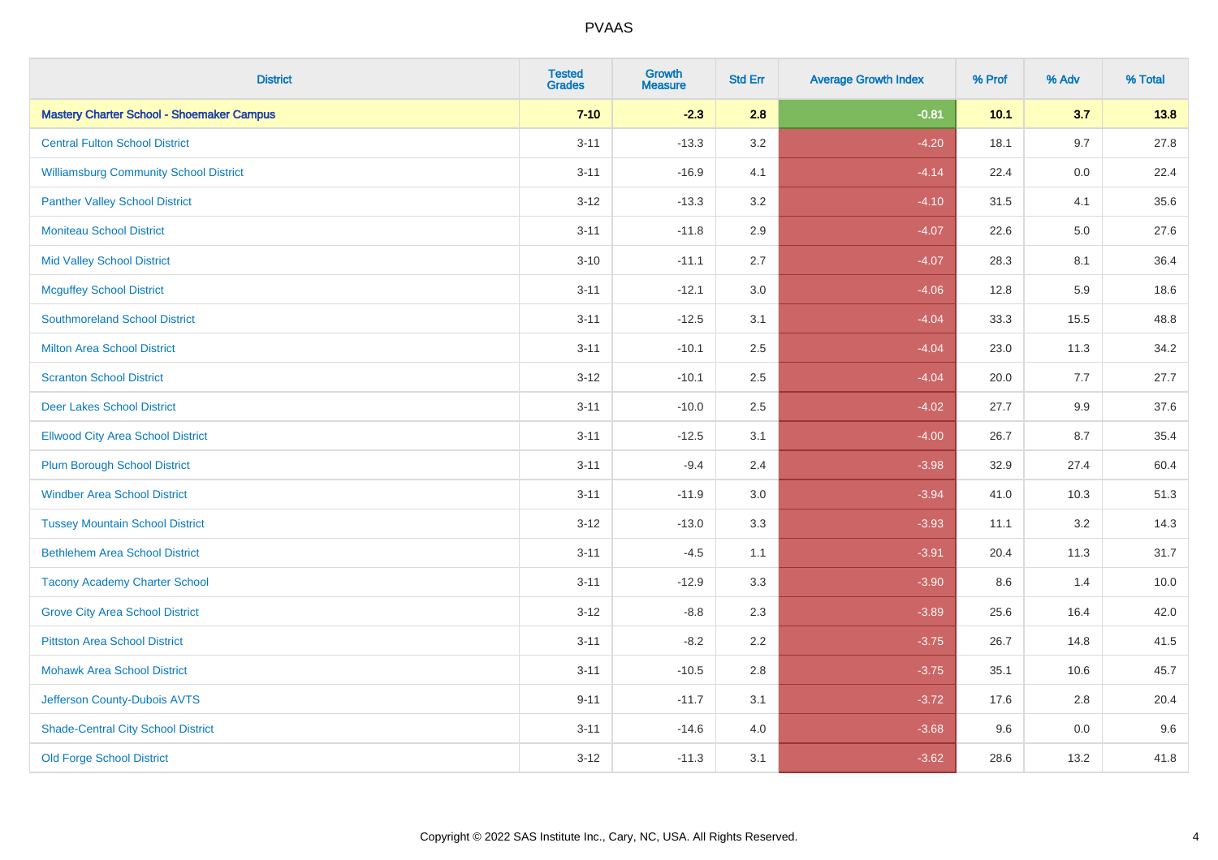# PVAAS

| District | Tested Grades | Growth Measure | Std Err | Average Growth Index | % Prof | % Adv | % Total |
|---|---|---|---|---|---|---|---|
| **Mastery Charter School - Shoemaker Campus** | **7-10** | **-2.3** | **2.8** | **-0.81** | **10.1** | **3.7** | **13.8** |
| Central Fulton School District | 3-11 | -13.3 | 3.2 | -4.20 | 18.1 | 9.7 | 27.8 |
| Williamsburg Community School District | 3-11 | -16.9 | 4.1 | -4.14 | 22.4 | 0.0 | 22.4 |
| Panther Valley School District | 3-12 | -13.3 | 3.2 | -4.10 | 31.5 | 4.1 | 35.6 |
| Moniteau School District | 3-11 | -11.8 | 2.9 | -4.07 | 22.6 | 5.0 | 27.6 |
| Mid Valley School District | 3-10 | -11.1 | 2.7 | -4.07 | 28.3 | 8.1 | 36.4 |
| Mcguffey School District | 3-11 | -12.1 | 3.0 | -4.06 | 12.8 | 5.9 | 18.6 |
| Southmoreland School District | 3-11 | -12.5 | 3.1 | -4.04 | 33.3 | 15.5 | 48.8 |
| Milton Area School District | 3-11 | -10.1 | 2.5 | -4.04 | 23.0 | 11.3 | 34.2 |
| Scranton School District | 3-12 | -10.1 | 2.5 | -4.04 | 20.0 | 7.7 | 27.7 |
| Deer Lakes School District | 3-11 | -10.0 | 2.5 | -4.02 | 27.7 | 9.9 | 37.6 |
| Ellwood City Area School District | 3-11 | -12.5 | 3.1 | -4.00 | 26.7 | 8.7 | 35.4 |
| Plum Borough School District | 3-11 | -9.4 | 2.4 | -3.98 | 32.9 | 27.4 | 60.4 |
| Windber Area School District | 3-11 | -11.9 | 3.0 | -3.94 | 41.0 | 10.3 | 51.3 |
| Tussey Mountain School District | 3-12 | -13.0 | 3.3 | -3.93 | 11.1 | 3.2 | 14.3 |
| Bethlehem Area School District | 3-11 | -4.5 | 1.1 | -3.91 | 20.4 | 11.3 | 31.7 |
| Tacony Academy Charter School | 3-11 | -12.9 | 3.3 | -3.90 | 8.6 | 1.4 | 10.0 |
| Grove City Area School District | 3-12 | -8.8 | 2.3 | -3.89 | 25.6 | 16.4 | 42.0 |
| Pittston Area School District | 3-11 | -8.2 | 2.2 | -3.75 | 26.7 | 14.8 | 41.5 |
| Mohawk Area School District | 3-11 | -10.5 | 2.8 | -3.75 | 35.1 | 10.6 | 45.7 |
| Jefferson County-Dubois AVTS | 9-11 | -11.7 | 3.1 | -3.72 | 17.6 | 2.8 | 20.4 |
| Shade-Central City School District | 3-11 | -14.6 | 4.0 | -3.68 | 9.6 | 0.0 | 9.6 |
| Old Forge School District | 3-12 | -11.3 | 3.1 | -3.62 | 28.6 | 13.2 | 41.8 |

Copyright © 2022 SAS Institute Inc., Cary, NC, USA. All Rights Reserved.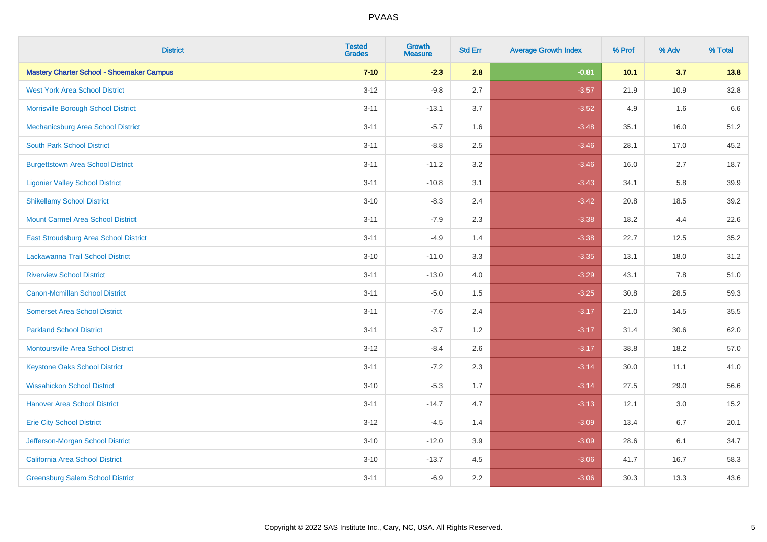| District | Tested Grades | Growth Measure | Std Err | Average Growth Index | % Prof | % Adv | % Total |
|---|---|---|---|---|---|---|---|
| **Mastery Charter School - Shoemaker Campus** | **7-10** | **-2.3** | **2.8** | **-0.81** | **10.1** | **3.7** | **13.8** |
| West York Area School District | 3-12 | -9.8 | 2.7 | -3.57 | 21.9 | 10.9 | 32.8 |
| Morrisville Borough School District | 3-11 | -13.1 | 3.7 | -3.52 | 4.9 | 1.6 | 6.6 |
| Mechanicsburg Area School District | 3-11 | -5.7 | 1.6 | -3.48 | 35.1 | 16.0 | 51.2 |
| South Park School District | 3-11 | -8.8 | 2.5 | -3.46 | 28.1 | 17.0 | 45.2 |
| Burgettstown Area School District | 3-11 | -11.2 | 3.2 | -3.46 | 16.0 | 2.7 | 18.7 |
| Ligonier Valley School District | 3-11 | -10.8 | 3.1 | -3.43 | 34.1 | 5.8 | 39.9 |
| Shikellamy School District | 3-10 | -8.3 | 2.4 | -3.42 | 20.8 | 18.5 | 39.2 |
| Mount Carmel Area School District | 3-11 | -7.9 | 2.3 | -3.38 | 18.2 | 4.4 | 22.6 |
| East Stroudsburg Area School District | 3-11 | -4.9 | 1.4 | -3.38 | 22.7 | 12.5 | 35.2 |
| Lackawanna Trail School District | 3-10 | -11.0 | 3.3 | -3.35 | 13.1 | 18.0 | 31.2 |
| Riverview School District | 3-11 | -13.0 | 4.0 | -3.29 | 43.1 | 7.8 | 51.0 |
| Canon-Mcmillan School District | 3-11 | -5.0 | 1.5 | -3.25 | 30.8 | 28.5 | 59.3 |
| Somerset Area School District | 3-11 | -7.6 | 2.4 | -3.17 | 21.0 | 14.5 | 35.5 |
| Parkland School District | 3-11 | -3.7 | 1.2 | -3.17 | 31.4 | 30.6 | 62.0 |
| Montoursville Area School District | 3-12 | -8.4 | 2.6 | -3.17 | 38.8 | 18.2 | 57.0 |
| Keystone Oaks School District | 3-11 | -7.2 | 2.3 | -3.14 | 30.0 | 11.1 | 41.0 |
| Wissahickon School District | 3-10 | -5.3 | 1.7 | -3.14 | 27.5 | 29.0 | 56.6 |
| Hanover Area School District | 3-11 | -14.7 | 4.7 | -3.13 | 12.1 | 3.0 | 15.2 |
| Erie City School District | 3-12 | -4.5 | 1.4 | -3.09 | 13.4 | 6.7 | 20.1 |
| Jefferson-Morgan School District | 3-10 | -12.0 | 3.9 | -3.09 | 28.6 | 6.1 | 34.7 |
| California Area School District | 3-10 | -13.7 | 4.5 | -3.06 | 41.7 | 16.7 | 58.3 |
| Greensburg Salem School District | 3-11 | -6.9 | 2.2 | -3.06 | 30.3 | 13.3 | 43.6 |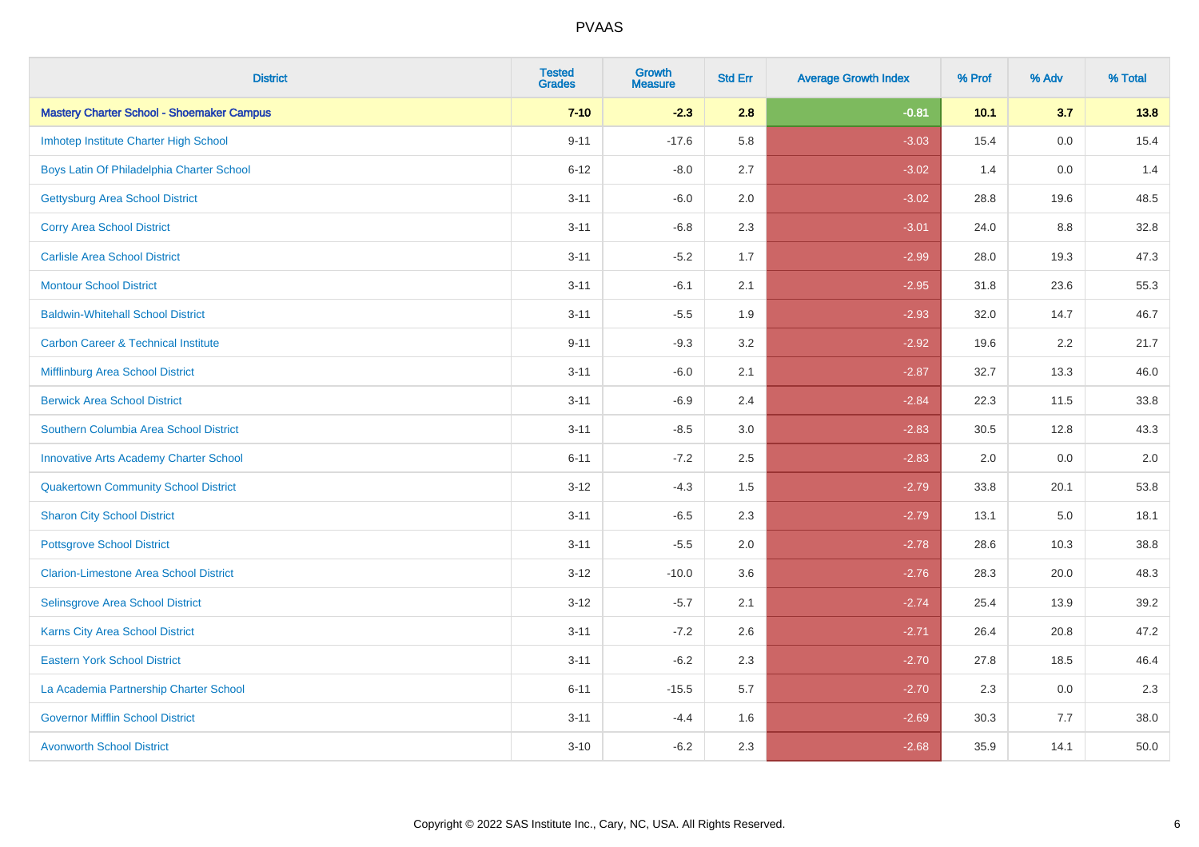| District | Tested Grades | Growth Measure | Std Err | Average Growth Index | % Prof | % Adv | % Total |
|---|---|---|---|---|---|---|---|
| **Mastery Charter School - Shoemaker Campus** | **7-10** | **-2.3** | **2.8** | **-0.81** | **10.1** | **3.7** | **13.8** |
| Imhotep Institute Charter High School | 9-11 | -17.6 | 5.8 | -3.03 | 15.4 | 0.0 | 15.4 |
| Boys Latin Of Philadelphia Charter School | 6-12 | -8.0 | 2.7 | -3.02 | 1.4 | 0.0 | 1.4 |
| Gettysburg Area School District | 3-11 | -6.0 | 2.0 | -3.02 | 28.8 | 19.6 | 48.5 |
| Corry Area School District | 3-11 | -6.8 | 2.3 | -3.01 | 24.0 | 8.8 | 32.8 |
| Carlisle Area School District | 3-11 | -5.2 | 1.7 | -2.99 | 28.0 | 19.3 | 47.3 |
| Montour School District | 3-11 | -6.1 | 2.1 | -2.95 | 31.8 | 23.6 | 55.3 |
| Baldwin-Whitehall School District | 3-11 | -5.5 | 1.9 | -2.93 | 32.0 | 14.7 | 46.7 |
| Carbon Career & Technical Institute | 9-11 | -9.3 | 3.2 | -2.92 | 19.6 | 2.2 | 21.7 |
| Mifflinburg Area School District | 3-11 | -6.0 | 2.1 | -2.87 | 32.7 | 13.3 | 46.0 |
| Berwick Area School District | 3-11 | -6.9 | 2.4 | -2.84 | 22.3 | 11.5 | 33.8 |
| Southern Columbia Area School District | 3-11 | -8.5 | 3.0 | -2.83 | 30.5 | 12.8 | 43.3 |
| Innovative Arts Academy Charter School | 6-11 | -7.2 | 2.5 | -2.83 | 2.0 | 0.0 | 2.0 |
| Quakertown Community School District | 3-12 | -4.3 | 1.5 | -2.79 | 33.8 | 20.1 | 53.8 |
| Sharon City School District | 3-11 | -6.5 | 2.3 | -2.79 | 13.1 | 5.0 | 18.1 |
| Pottsgrove School District | 3-11 | -5.5 | 2.0 | -2.78 | 28.6 | 10.3 | 38.8 |
| Clarion-Limestone Area School District | 3-12 | -10.0 | 3.6 | -2.76 | 28.3 | 20.0 | 48.3 |
| Selinsgrove Area School District | 3-12 | -5.7 | 2.1 | -2.74 | 25.4 | 13.9 | 39.2 |
| Karns City Area School District | 3-11 | -7.2 | 2.6 | -2.71 | 26.4 | 20.8 | 47.2 |
| Eastern York School District | 3-11 | -6.2 | 2.3 | -2.70 | 27.8 | 18.5 | 46.4 |
| La Academia Partnership Charter School | 6-11 | -15.5 | 5.7 | -2.70 | 2.3 | 0.0 | 2.3 |
| Governor Mifflin School District | 3-11 | -4.4 | 1.6 | -2.69 | 30.3 | 7.7 | 38.0 |
| Avonworth School District | 3-10 | -6.2 | 2.3 | -2.68 | 35.9 | 14.1 | 50.0 |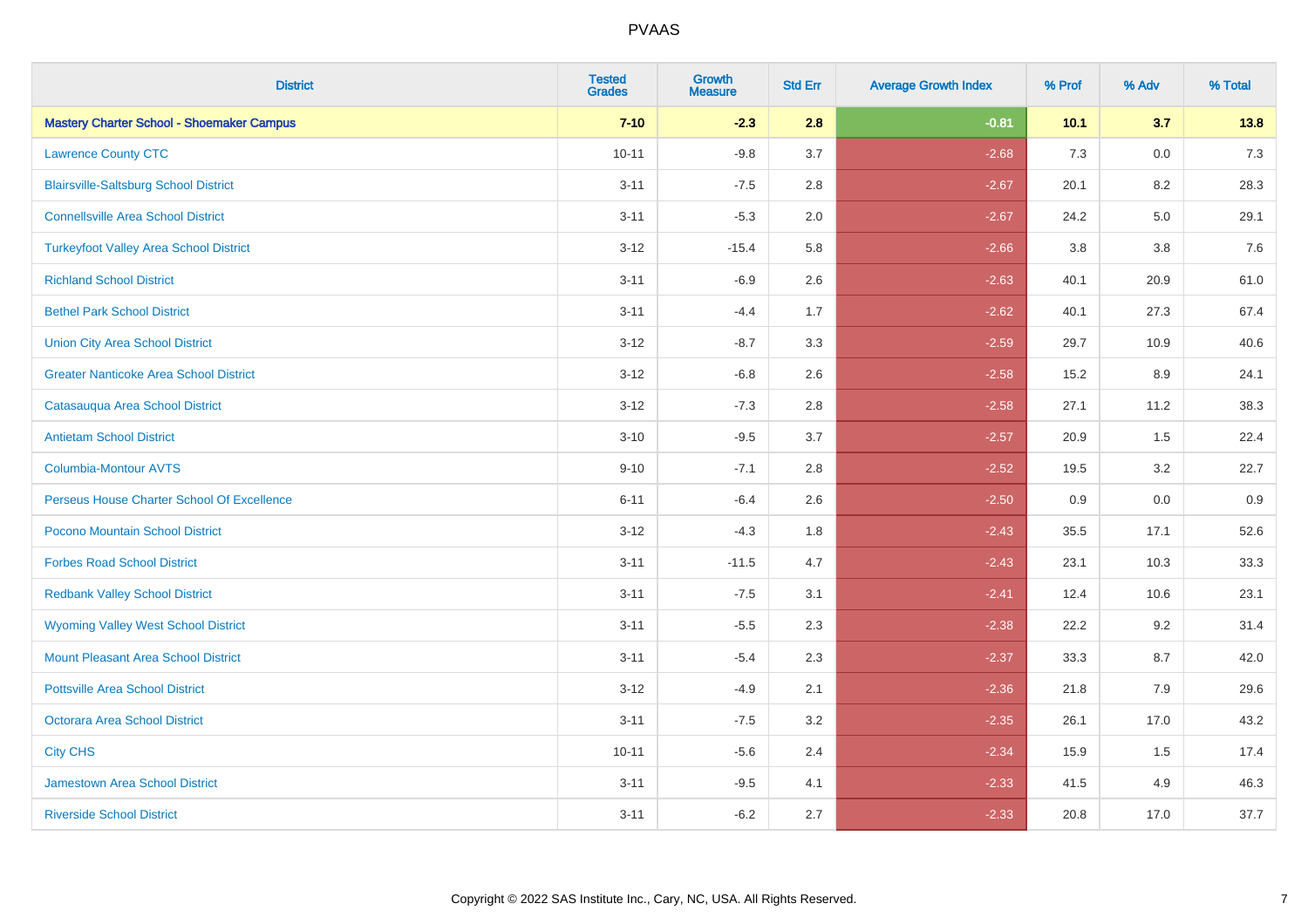| District | Tested Grades | Growth Measure | Std Err | Average Growth Index | % Prof | % Adv | % Total |
|---|---|---|---|---|---|---|---|
| **Mastery Charter School - Shoemaker Campus** | **7-10** | **-2.3** | **2.8** | **-0.81** | **10.1** | **3.7** | **13.8** |
| Lawrence County CTC | 10-11 | -9.8 | 3.7 | -2.68 | 7.3 | 0.0 | 7.3 |
| Blairsville-Saltsburg School District | 3-11 | -7.5 | 2.8 | -2.67 | 20.1 | 8.2 | 28.3 |
| Connellsville Area School District | 3-11 | -5.3 | 2.0 | -2.67 | 24.2 | 5.0 | 29.1 |
| Turkeyfoot Valley Area School District | 3-12 | -15.4 | 5.8 | -2.66 | 3.8 | 3.8 | 7.6 |
| Richland School District | 3-11 | -6.9 | 2.6 | -2.63 | 40.1 | 20.9 | 61.0 |
| Bethel Park School District | 3-11 | -4.4 | 1.7 | -2.62 | 40.1 | 27.3 | 67.4 |
| Union City Area School District | 3-12 | -8.7 | 3.3 | -2.59 | 29.7 | 10.9 | 40.6 |
| Greater Nanticoke Area School District | 3-12 | -6.8 | 2.6 | -2.58 | 15.2 | 8.9 | 24.1 |
| Catasauqua Area School District | 3-12 | -7.3 | 2.8 | -2.58 | 27.1 | 11.2 | 38.3 |
| Antietam School District | 3-10 | -9.5 | 3.7 | -2.57 | 20.9 | 1.5 | 22.4 |
| Columbia-Montour AVTS | 9-10 | -7.1 | 2.8 | -2.52 | 19.5 | 3.2 | 22.7 |
| Perseus House Charter School Of Excellence | 6-11 | -6.4 | 2.6 | -2.50 | 0.9 | 0.0 | 0.9 |
| Pocono Mountain School District | 3-12 | -4.3 | 1.8 | -2.43 | 35.5 | 17.1 | 52.6 |
| Forbes Road School District | 3-11 | -11.5 | 4.7 | -2.43 | 23.1 | 10.3 | 33.3 |
| Redbank Valley School District | 3-11 | -7.5 | 3.1 | -2.41 | 12.4 | 10.6 | 23.1 |
| Wyoming Valley West School District | 3-11 | -5.5 | 2.3 | -2.38 | 22.2 | 9.2 | 31.4 |
| Mount Pleasant Area School District | 3-11 | -5.4 | 2.3 | -2.37 | 33.3 | 8.7 | 42.0 |
| Pottsville Area School District | 3-12 | -4.9 | 2.1 | -2.36 | 21.8 | 7.9 | 29.6 |
| Octorara Area School District | 3-11 | -7.5 | 3.2 | -2.35 | 26.1 | 17.0 | 43.2 |
| City CHS | 10-11 | -5.6 | 2.4 | -2.34 | 15.9 | 1.5 | 17.4 |
| Jamestown Area School District | 3-11 | -9.5 | 4.1 | -2.33 | 41.5 | 4.9 | 46.3 |
| Riverside School District | 3-11 | -6.2 | 2.7 | -2.33 | 20.8 | 17.0 | 37.7 |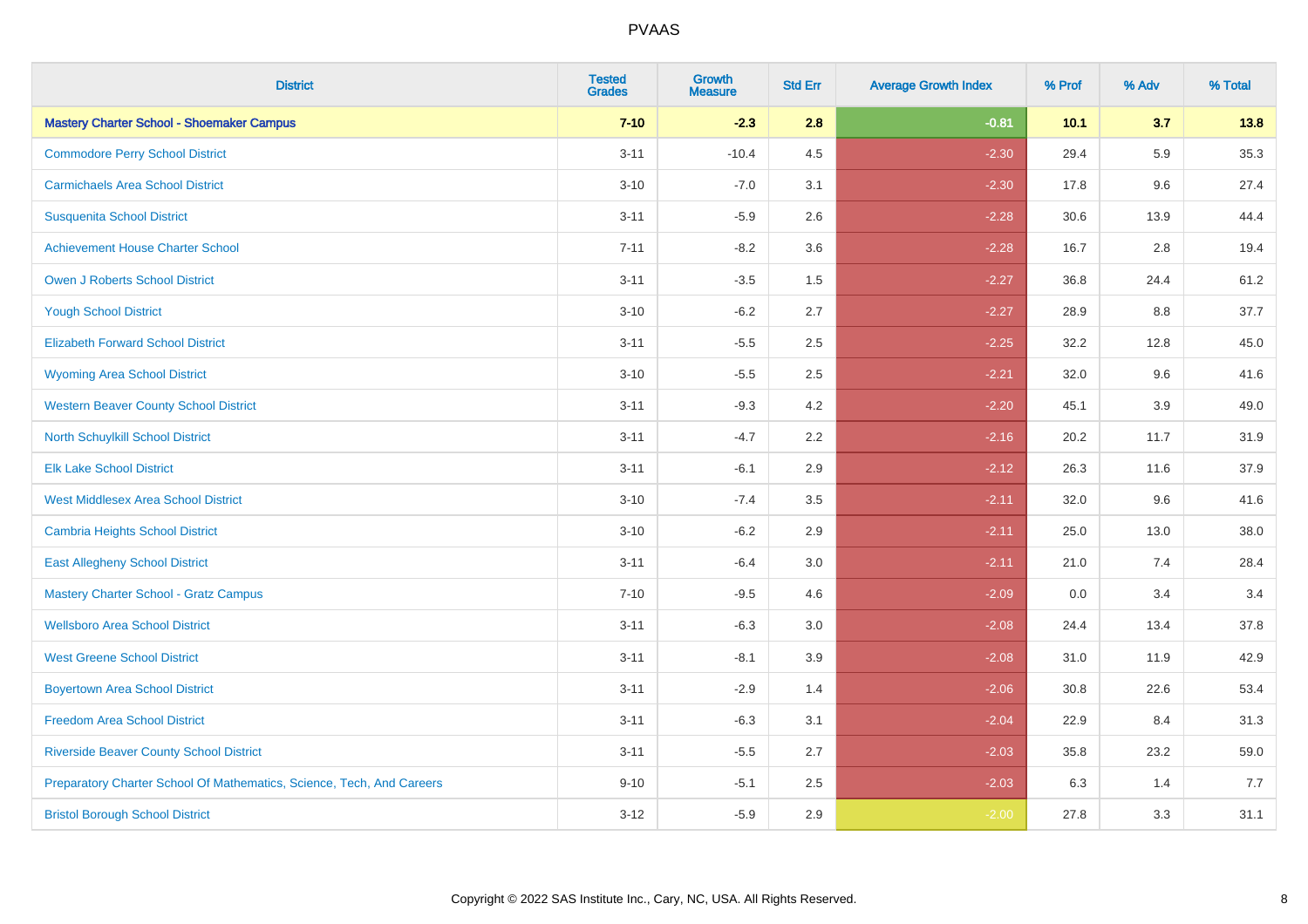| District | Tested Grades | Growth Measure | Std Err | Average Growth Index | % Prof | % Adv | % Total |
|---|---|---|---|---|---|---|---|
| **Mastery Charter School - Shoemaker Campus** | **7-10** | **-2.3** | **2.8** | **-0.81** | **10.1** | **3.7** | **13.8** |
| Commodore Perry School District | 3-11 | -10.4 | 4.5 | -2.30 | 29.4 | 5.9 | 35.3 |
| Carmichaels Area School District | 3-10 | -7.0 | 3.1 | -2.30 | 17.8 | 9.6 | 27.4 |
| Susquenita School District | 3-11 | -5.9 | 2.6 | -2.28 | 30.6 | 13.9 | 44.4 |
| Achievement House Charter School | 7-11 | -8.2 | 3.6 | -2.28 | 16.7 | 2.8 | 19.4 |
| Owen J Roberts School District | 3-11 | -3.5 | 1.5 | -2.27 | 36.8 | 24.4 | 61.2 |
| Yough School District | 3-10 | -6.2 | 2.7 | -2.27 | 28.9 | 8.8 | 37.7 |
| Elizabeth Forward School District | 3-11 | -5.5 | 2.5 | -2.25 | 32.2 | 12.8 | 45.0 |
| Wyoming Area School District | 3-10 | -5.5 | 2.5 | -2.21 | 32.0 | 9.6 | 41.6 |
| Western Beaver County School District | 3-11 | -9.3 | 4.2 | -2.20 | 45.1 | 3.9 | 49.0 |
| North Schuylkill School District | 3-11 | -4.7 | 2.2 | -2.16 | 20.2 | 11.7 | 31.9 |
| Elk Lake School District | 3-11 | -6.1 | 2.9 | -2.12 | 26.3 | 11.6 | 37.9 |
| West Middlesex Area School District | 3-10 | -7.4 | 3.5 | -2.11 | 32.0 | 9.6 | 41.6 |
| Cambria Heights School District | 3-10 | -6.2 | 2.9 | -2.11 | 25.0 | 13.0 | 38.0 |
| East Allegheny School District | 3-11 | -6.4 | 3.0 | -2.11 | 21.0 | 7.4 | 28.4 |
| Mastery Charter School - Gratz Campus | 7-10 | -9.5 | 4.6 | -2.09 | 0.0 | 3.4 | 3.4 |
| Wellsboro Area School District | 3-11 | -6.3 | 3.0 | -2.08 | 24.4 | 13.4 | 37.8 |
| West Greene School District | 3-11 | -8.1 | 3.9 | -2.08 | 31.0 | 11.9 | 42.9 |
| Boyertown Area School District | 3-11 | -2.9 | 1.4 | -2.06 | 30.8 | 22.6 | 53.4 |
| Freedom Area School District | 3-11 | -6.3 | 3.1 | -2.04 | 22.9 | 8.4 | 31.3 |
| Riverside Beaver County School District | 3-11 | -5.5 | 2.7 | -2.03 | 35.8 | 23.2 | 59.0 |
| Preparatory Charter School Of Mathematics, Science, Tech, And Careers | 9-10 | -5.1 | 2.5 | -2.03 | 6.3 | 1.4 | 7.7 |
| Bristol Borough School District | 3-12 | -5.9 | 2.9 | -2.00 | 27.8 | 3.3 | 31.1 |

Copyright © 2022 SAS Institute Inc., Cary, NC, USA. All Rights Reserved.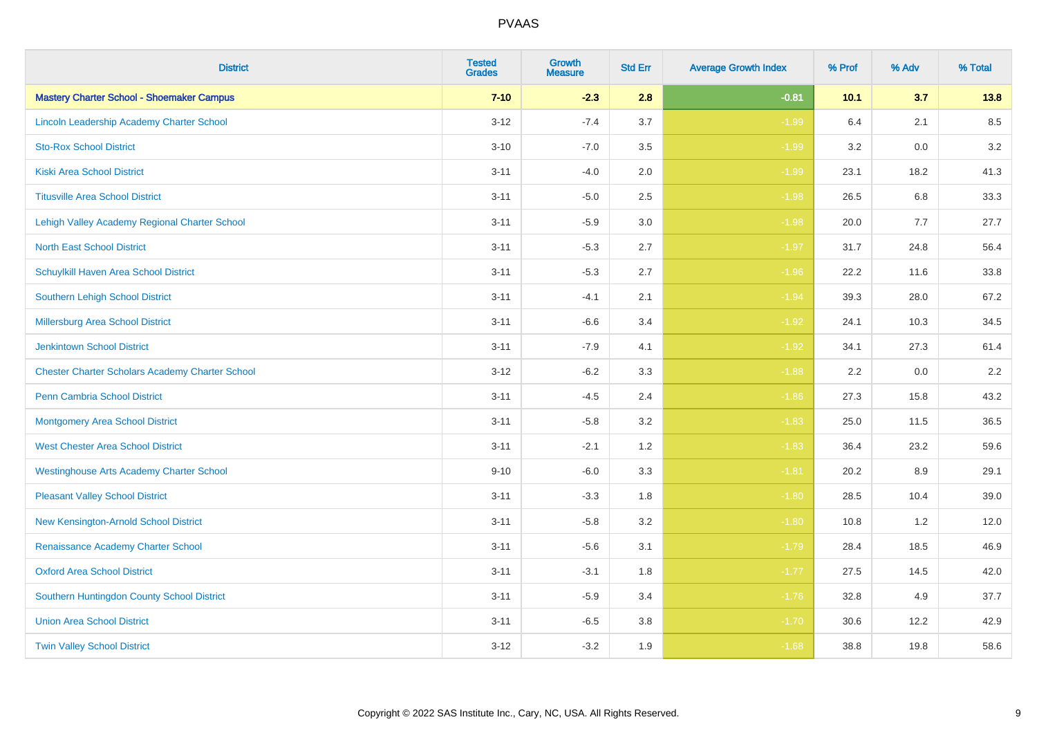PVAAS

| District | Tested Grades | Growth Measure | Std Err | Average Growth Index | % Prof | % Adv | % Total |
|---|---|---|---|---|---|---|---|
| **Mastery Charter School - Shoemaker Campus** | **7-10** | **-2.3** | **2.8** | **-0.81** | **10.1** | **3.7** | **13.8** |
| Lincoln Leadership Academy Charter School | 3-12 | -7.4 | 3.7 | -1.99 | 6.4 | 2.1 | 8.5 |
| Sto-Rox School District | 3-10 | -7.0 | 3.5 | -1.99 | 3.2 | 0.0 | 3.2 |
| Kiski Area School District | 3-11 | -4.0 | 2.0 | -1.99 | 23.1 | 18.2 | 41.3 |
| Titusville Area School District | 3-11 | -5.0 | 2.5 | -1.98 | 26.5 | 6.8 | 33.3 |
| Lehigh Valley Academy Regional Charter School | 3-11 | -5.9 | 3.0 | -1.98 | 20.0 | 7.7 | 27.7 |
| North East School District | 3-11 | -5.3 | 2.7 | -1.97 | 31.7 | 24.8 | 56.4 |
| Schuylkill Haven Area School District | 3-11 | -5.3 | 2.7 | -1.96 | 22.2 | 11.6 | 33.8 |
| Southern Lehigh School District | 3-11 | -4.1 | 2.1 | -1.94 | 39.3 | 28.0 | 67.2 |
| Millersburg Area School District | 3-11 | -6.6 | 3.4 | -1.92 | 24.1 | 10.3 | 34.5 |
| Jenkintown School District | 3-11 | -7.9 | 4.1 | -1.92 | 34.1 | 27.3 | 61.4 |
| Chester Charter Scholars Academy Charter School | 3-12 | -6.2 | 3.3 | -1.88 | 2.2 | 0.0 | 2.2 |
| Penn Cambria School District | 3-11 | -4.5 | 2.4 | -1.86 | 27.3 | 15.8 | 43.2 |
| Montgomery Area School District | 3-11 | -5.8 | 3.2 | -1.83 | 25.0 | 11.5 | 36.5 |
| West Chester Area School District | 3-11 | -2.1 | 1.2 | -1.83 | 36.4 | 23.2 | 59.6 |
| Westinghouse Arts Academy Charter School | 9-10 | -6.0 | 3.3 | -1.81 | 20.2 | 8.9 | 29.1 |
| Pleasant Valley School District | 3-11 | -3.3 | 1.8 | -1.80 | 28.5 | 10.4 | 39.0 |
| New Kensington-Arnold School District | 3-11 | -5.8 | 3.2 | -1.80 | 10.8 | 1.2 | 12.0 |
| Renaissance Academy Charter School | 3-11 | -5.6 | 3.1 | -1.79 | 28.4 | 18.5 | 46.9 |
| Oxford Area School District | 3-11 | -3.1 | 1.8 | -1.77 | 27.5 | 14.5 | 42.0 |
| Southern Huntingdon County School District | 3-11 | -5.9 | 3.4 | -1.76 | 32.8 | 4.9 | 37.7 |
| Union Area School District | 3-11 | -6.5 | 3.8 | -1.70 | 30.6 | 12.2 | 42.9 |
| Twin Valley School District | 3-12 | -3.2 | 1.9 | -1.68 | 38.8 | 19.8 | 58.6 |

Copyright © 2022 SAS Institute Inc., Cary, NC, USA. All Rights Reserved.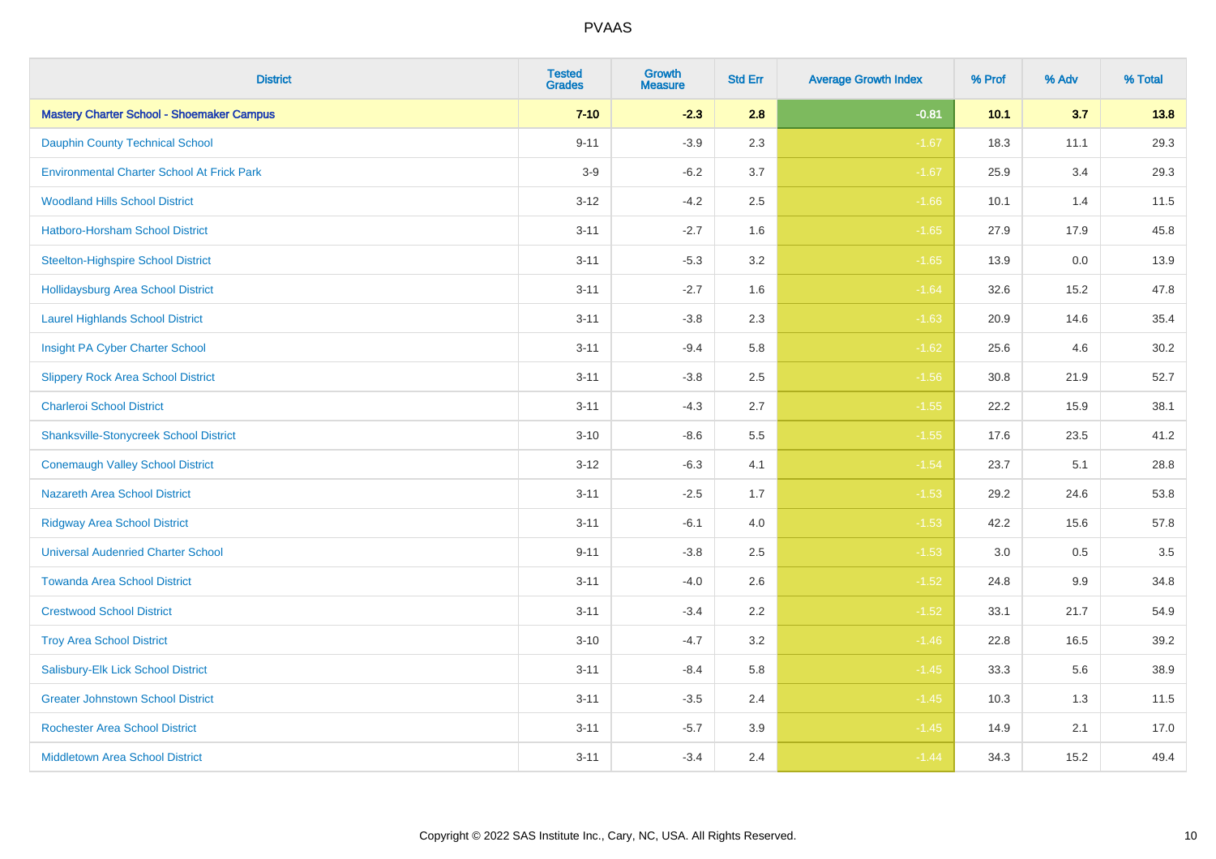| District | Tested Grades | Growth Measure | Std Err | Average Growth Index | % Prof | % Adv | % Total |
|---|---|---|---|---|---|---|---|
| **Mastery Charter School - Shoemaker Campus** | **7-10** | **-2.3** | **2.8** | **-0.81** | **10.1** | **3.7** | **13.8** |
| Dauphin County Technical School | 9-11 | -3.9 | 2.3 | -1.67 | 18.3 | 11.1 | 29.3 |
| Environmental Charter School At Frick Park | 3-9 | -6.2 | 3.7 | -1.67 | 25.9 | 3.4 | 29.3 |
| Woodland Hills School District | 3-12 | -4.2 | 2.5 | -1.66 | 10.1 | 1.4 | 11.5 |
| Hatboro-Horsham School District | 3-11 | -2.7 | 1.6 | -1.65 | 27.9 | 17.9 | 45.8 |
| Steelton-Highspire School District | 3-11 | -5.3 | 3.2 | -1.65 | 13.9 | 0.0 | 13.9 |
| Hollidaysburg Area School District | 3-11 | -2.7 | 1.6 | -1.64 | 32.6 | 15.2 | 47.8 |
| Laurel Highlands School District | 3-11 | -3.8 | 2.3 | -1.63 | 20.9 | 14.6 | 35.4 |
| Insight PA Cyber Charter School | 3-11 | -9.4 | 5.8 | -1.62 | 25.6 | 4.6 | 30.2 |
| Slippery Rock Area School District | 3-11 | -3.8 | 2.5 | -1.56 | 30.8 | 21.9 | 52.7 |
| Charleroi School District | 3-11 | -4.3 | 2.7 | -1.55 | 22.2 | 15.9 | 38.1 |
| Shanksville-Stonycreek School District | 3-10 | -8.6 | 5.5 | -1.55 | 17.6 | 23.5 | 41.2 |
| Conemaugh Valley School District | 3-12 | -6.3 | 4.1 | -1.54 | 23.7 | 5.1 | 28.8 |
| Nazareth Area School District | 3-11 | -2.5 | 1.7 | -1.53 | 29.2 | 24.6 | 53.8 |
| Ridgway Area School District | 3-11 | -6.1 | 4.0 | -1.53 | 42.2 | 15.6 | 57.8 |
| Universal Audenried Charter School | 9-11 | -3.8 | 2.5 | -1.53 | 3.0 | 0.5 | 3.5 |
| Towanda Area School District | 3-11 | -4.0 | 2.6 | -1.52 | 24.8 | 9.9 | 34.8 |
| Crestwood School District | 3-11 | -3.4 | 2.2 | -1.52 | 33.1 | 21.7 | 54.9 |
| Troy Area School District | 3-10 | -4.7 | 3.2 | -1.46 | 22.8 | 16.5 | 39.2 |
| Salisbury-Elk Lick School District | 3-11 | -8.4 | 5.8 | -1.45 | 33.3 | 5.6 | 38.9 |
| Greater Johnstown School District | 3-11 | -3.5 | 2.4 | -1.45 | 10.3 | 1.3 | 11.5 |
| Rochester Area School District | 3-11 | -5.7 | 3.9 | -1.45 | 14.9 | 2.1 | 17.0 |
| Middletown Area School District | 3-11 | -3.4 | 2.4 | -1.44 | 34.3 | 15.2 | 49.4 |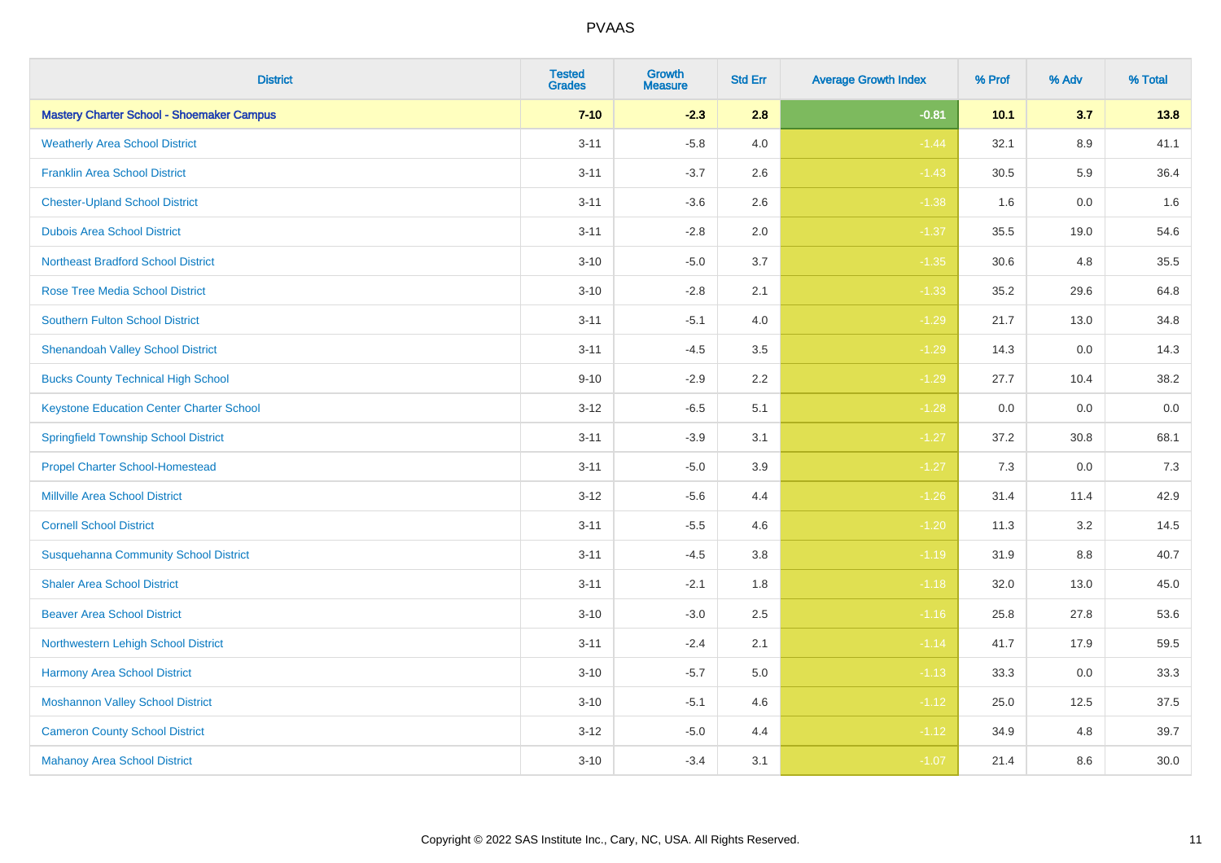# PVAAS

| District | Tested Grades | Growth Measure | Std Err | Average Growth Index | % Prof | % Adv | % Total |
|---|---|---|---|---|---|---|---|
| **Mastery Charter School - Shoemaker Campus** | **7-10** | **-2.3** | **2.8** | **-0.81** | **10.1** | **3.7** | **13.8** |
| Weatherly Area School District | 3-11 | -5.8 | 4.0 | -1.44 | 32.1 | 8.9 | 41.1 |
| Franklin Area School District | 3-11 | -3.7 | 2.6 | -1.43 | 30.5 | 5.9 | 36.4 |
| Chester-Upland School District | 3-11 | -3.6 | 2.6 | -1.38 | 1.6 | 0.0 | 1.6 |
| Dubois Area School District | 3-11 | -2.8 | 2.0 | -1.37 | 35.5 | 19.0 | 54.6 |
| Northeast Bradford School District | 3-10 | -5.0 | 3.7 | -1.35 | 30.6 | 4.8 | 35.5 |
| Rose Tree Media School District | 3-10 | -2.8 | 2.1 | -1.33 | 35.2 | 29.6 | 64.8 |
| Southern Fulton School District | 3-11 | -5.1 | 4.0 | -1.29 | 21.7 | 13.0 | 34.8 |
| Shenandoah Valley School District | 3-11 | -4.5 | 3.5 | -1.29 | 14.3 | 0.0 | 14.3 |
| Bucks County Technical High School | 9-10 | -2.9 | 2.2 | -1.29 | 27.7 | 10.4 | 38.2 |
| Keystone Education Center Charter School | 3-12 | -6.5 | 5.1 | -1.28 | 0.0 | 0.0 | 0.0 |
| Springfield Township School District | 3-11 | -3.9 | 3.1 | -1.27 | 37.2 | 30.8 | 68.1 |
| Propel Charter School-Homestead | 3-11 | -5.0 | 3.9 | -1.27 | 7.3 | 0.0 | 7.3 |
| Millville Area School District | 3-12 | -5.6 | 4.4 | -1.26 | 31.4 | 11.4 | 42.9 |
| Cornell School District | 3-11 | -5.5 | 4.6 | -1.20 | 11.3 | 3.2 | 14.5 |
| Susquehanna Community School District | 3-11 | -4.5 | 3.8 | -1.19 | 31.9 | 8.8 | 40.7 |
| Shaler Area School District | 3-11 | -2.1 | 1.8 | -1.18 | 32.0 | 13.0 | 45.0 |
| Beaver Area School District | 3-10 | -3.0 | 2.5 | -1.16 | 25.8 | 27.8 | 53.6 |
| Northwestern Lehigh School District | 3-11 | -2.4 | 2.1 | -1.14 | 41.7 | 17.9 | 59.5 |
| Harmony Area School District | 3-10 | -5.7 | 5.0 | -1.13 | 33.3 | 0.0 | 33.3 |
| Moshannon Valley School District | 3-10 | -5.1 | 4.6 | -1.12 | 25.0 | 12.5 | 37.5 |
| Cameron County School District | 3-12 | -5.0 | 4.4 | -1.12 | 34.9 | 4.8 | 39.7 |
| Mahanoy Area School District | 3-10 | -3.4 | 3.1 | -1.07 | 21.4 | 8.6 | 30.0 |

Copyright © 2022 SAS Institute Inc., Cary, NC, USA. All Rights Reserved.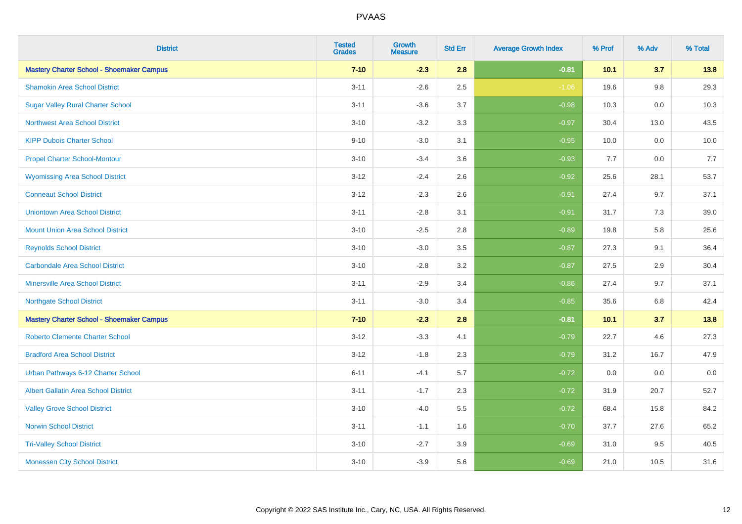| District | Tested Grades | Growth Measure | Std Err | Average Growth Index | % Prof | % Adv | % Total |
|---|---|---|---|---|---|---|---|
| **Mastery Charter School - Shoemaker Campus** | **7-10** | **-2.3** | **2.8** | **-0.81** | **10.1** | **3.7** | **13.8** |
| Shamokin Area School District | 3-11 | -2.6 | 2.5 | -1.06 | 19.6 | 9.8 | 29.3 |
| Sugar Valley Rural Charter School | 3-11 | -3.6 | 3.7 | -0.98 | 10.3 | 0.0 | 10.3 |
| Northwest Area School District | 3-10 | -3.2 | 3.3 | -0.97 | 30.4 | 13.0 | 43.5 |
| KIPP Dubois Charter School | 9-10 | -3.0 | 3.1 | -0.95 | 10.0 | 0.0 | 10.0 |
| Propel Charter School-Montour | 3-10 | -3.4 | 3.6 | -0.93 | 7.7 | 0.0 | 7.7 |
| Wyomissing Area School District | 3-12 | -2.4 | 2.6 | -0.92 | 25.6 | 28.1 | 53.7 |
| Conneaut School District | 3-12 | -2.3 | 2.6 | -0.91 | 27.4 | 9.7 | 37.1 |
| Uniontown Area School District | 3-11 | -2.8 | 3.1 | -0.91 | 31.7 | 7.3 | 39.0 |
| Mount Union Area School District | 3-10 | -2.5 | 2.8 | -0.89 | 19.8 | 5.8 | 25.6 |
| Reynolds School District | 3-10 | -3.0 | 3.5 | -0.87 | 27.3 | 9.1 | 36.4 |
| Carbondale Area School District | 3-10 | -2.8 | 3.2 | -0.87 | 27.5 | 2.9 | 30.4 |
| Minersville Area School District | 3-11 | -2.9 | 3.4 | -0.86 | 27.4 | 9.7 | 37.1 |
| Northgate School District | 3-11 | -3.0 | 3.4 | -0.85 | 35.6 | 6.8 | 42.4 |
| **Mastery Charter School - Shoemaker Campus** | **7-10** | **-2.3** | **2.8** | **-0.81** | **10.1** | **3.7** | **13.8** |
| Roberto Clemente Charter School | 3-12 | -3.3 | 4.1 | -0.79 | 22.7 | 4.6 | 27.3 |
| Bradford Area School District | 3-12 | -1.8 | 2.3 | -0.79 | 31.2 | 16.7 | 47.9 |
| Urban Pathways 6-12 Charter School | 6-11 | -4.1 | 5.7 | -0.72 | 0.0 | 0.0 | 0.0 |
| Albert Gallatin Area School District | 3-11 | -1.7 | 2.3 | -0.72 | 31.9 | 20.7 | 52.7 |
| Valley Grove School District | 3-10 | -4.0 | 5.5 | -0.72 | 68.4 | 15.8 | 84.2 |
| Norwin School District | 3-11 | -1.1 | 1.6 | -0.70 | 37.7 | 27.6 | 65.2 |
| Tri-Valley School District | 3-10 | -2.7 | 3.9 | -0.69 | 31.0 | 9.5 | 40.5 |
| Monessen City School District | 3-10 | -3.9 | 5.6 | -0.69 | 21.0 | 10.5 | 31.6 |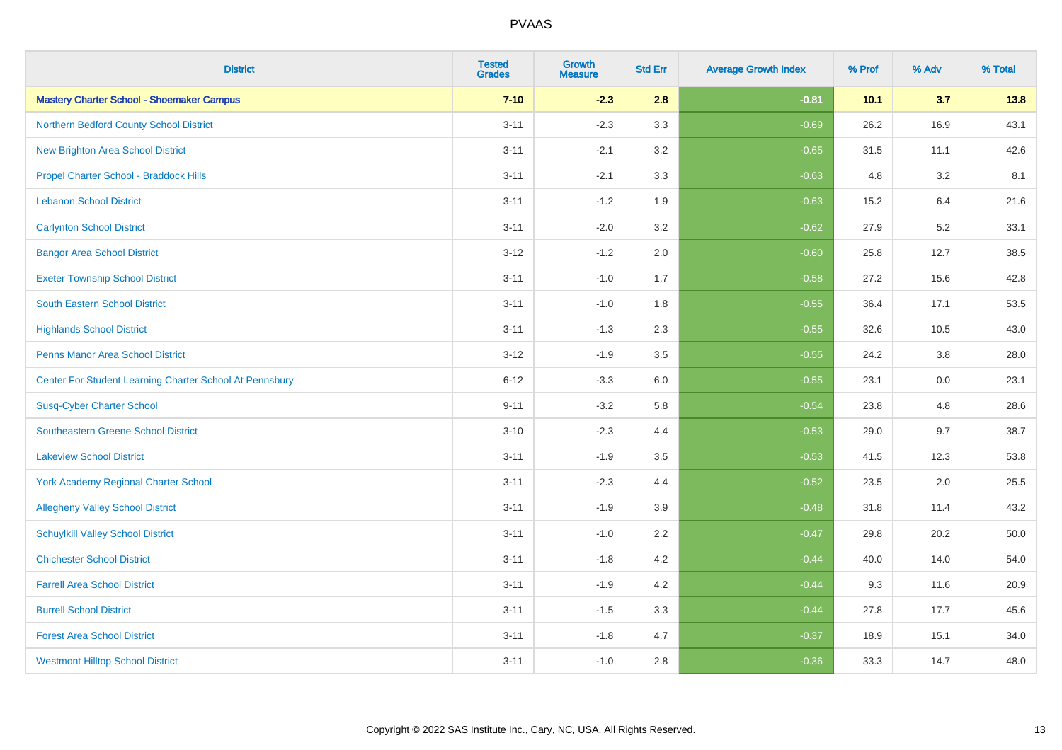| District | Tested Grades | Growth Measure | Std Err | Average Growth Index | % Prof | % Adv | % Total |
|---|---|---|---|---|---|---|---|
| **Mastery Charter School - Shoemaker Campus** | **7-10** | **-2.3** | **2.8** | **-0.81** | **10.1** | **3.7** | **13.8** |
| Northern Bedford County School District | 3-11 | -2.3 | 3.3 | -0.69 | 26.2 | 16.9 | 43.1 |
| New Brighton Area School District | 3-11 | -2.1 | 3.2 | -0.65 | 31.5 | 11.1 | 42.6 |
| Propel Charter School - Braddock Hills | 3-11 | -2.1 | 3.3 | -0.63 | 4.8 | 3.2 | 8.1 |
| Lebanon School District | 3-11 | -1.2 | 1.9 | -0.63 | 15.2 | 6.4 | 21.6 |
| Carlynton School District | 3-11 | -2.0 | 3.2 | -0.62 | 27.9 | 5.2 | 33.1 |
| Bangor Area School District | 3-12 | -1.2 | 2.0 | -0.60 | 25.8 | 12.7 | 38.5 |
| Exeter Township School District | 3-11 | -1.0 | 1.7 | -0.58 | 27.2 | 15.6 | 42.8 |
| South Eastern School District | 3-11 | -1.0 | 1.8 | -0.55 | 36.4 | 17.1 | 53.5 |
| Highlands School District | 3-11 | -1.3 | 2.3 | -0.55 | 32.6 | 10.5 | 43.0 |
| Penns Manor Area School District | 3-12 | -1.9 | 3.5 | -0.55 | 24.2 | 3.8 | 28.0 |
| Center For Student Learning Charter School At Pennsbury | 6-12 | -3.3 | 6.0 | -0.55 | 23.1 | 0.0 | 23.1 |
| Susq-Cyber Charter School | 9-11 | -3.2 | 5.8 | -0.54 | 23.8 | 4.8 | 28.6 |
| Southeastern Greene School District | 3-10 | -2.3 | 4.4 | -0.53 | 29.0 | 9.7 | 38.7 |
| Lakeview School District | 3-11 | -1.9 | 3.5 | -0.53 | 41.5 | 12.3 | 53.8 |
| York Academy Regional Charter School | 3-11 | -2.3 | 4.4 | -0.52 | 23.5 | 2.0 | 25.5 |
| Allegheny Valley School District | 3-11 | -1.9 | 3.9 | -0.48 | 31.8 | 11.4 | 43.2 |
| Schuylkill Valley School District | 3-11 | -1.0 | 2.2 | -0.47 | 29.8 | 20.2 | 50.0 |
| Chichester School District | 3-11 | -1.8 | 4.2 | -0.44 | 40.0 | 14.0 | 54.0 |
| Farrell Area School District | 3-11 | -1.9 | 4.2 | -0.44 | 9.3 | 11.6 | 20.9 |
| Burrell School District | 3-11 | -1.5 | 3.3 | -0.44 | 27.8 | 17.7 | 45.6 |
| Forest Area School District | 3-11 | -1.8 | 4.7 | -0.37 | 18.9 | 15.1 | 34.0 |
| Westmont Hilltop School District | 3-11 | -1.0 | 2.8 | -0.36 | 33.3 | 14.7 | 48.0 |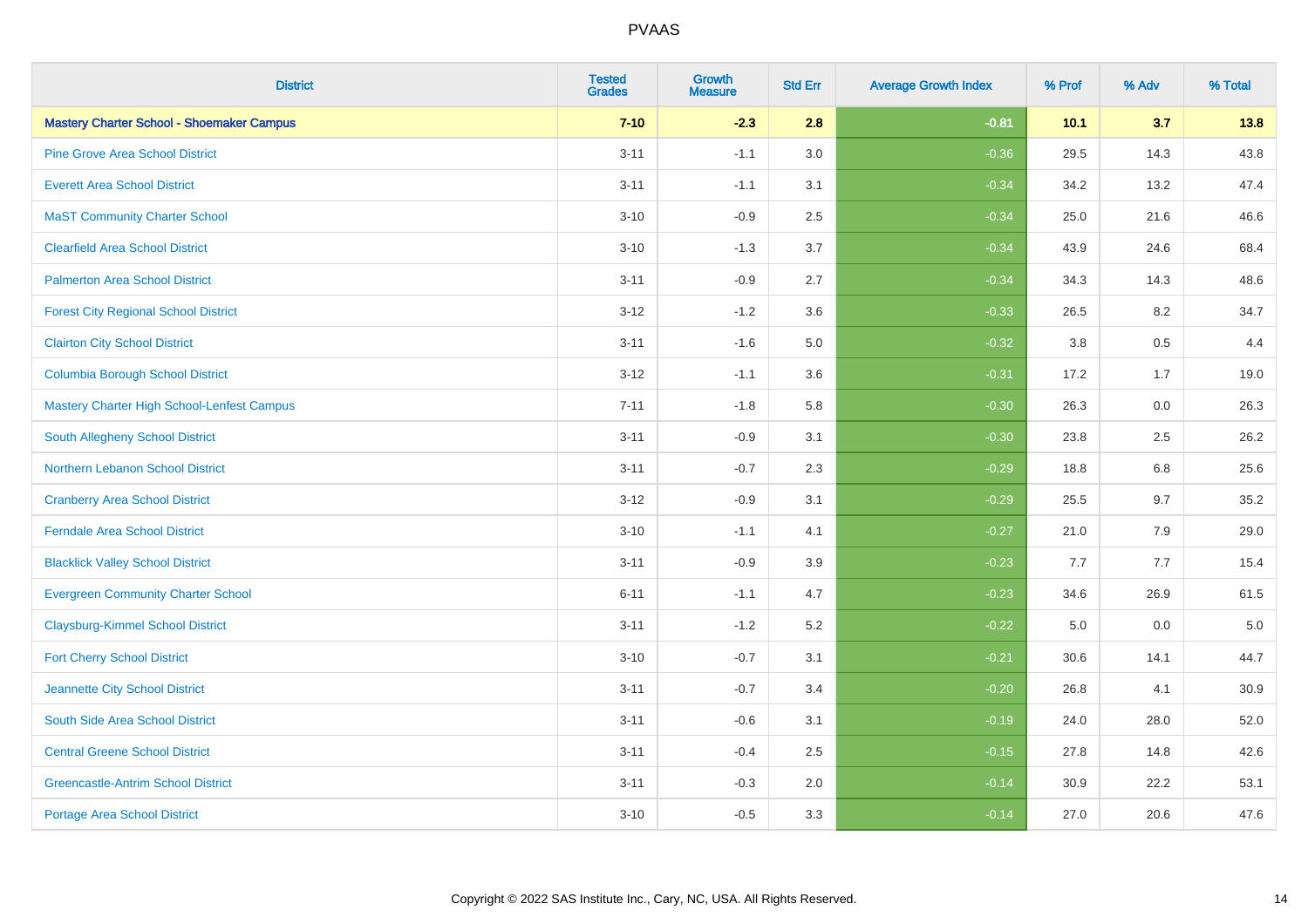| District | Tested Grades | Growth Measure | Std Err | Average Growth Index | % Prof | % Adv | % Total |
|---|---|---|---|---|---|---|---|
| **Mastery Charter School - Shoemaker Campus** | **7-10** | **-2.3** | **2.8** | **-0.81** | **10.1** | **3.7** | **13.8** |
| Pine Grove Area School District | 3-11 | -1.1 | 3.0 | -0.36 | 29.5 | 14.3 | 43.8 |
| Everett Area School District | 3-11 | -1.1 | 3.1 | -0.34 | 34.2 | 13.2 | 47.4 |
| MaST Community Charter School | 3-10 | -0.9 | 2.5 | -0.34 | 25.0 | 21.6 | 46.6 |
| Clearfield Area School District | 3-10 | -1.3 | 3.7 | -0.34 | 43.9 | 24.6 | 68.4 |
| Palmerton Area School District | 3-11 | -0.9 | 2.7 | -0.34 | 34.3 | 14.3 | 48.6 |
| Forest City Regional School District | 3-12 | -1.2 | 3.6 | -0.33 | 26.5 | 8.2 | 34.7 |
| Clairton City School District | 3-11 | -1.6 | 5.0 | -0.32 | 3.8 | 0.5 | 4.4 |
| Columbia Borough School District | 3-12 | -1.1 | 3.6 | -0.31 | 17.2 | 1.7 | 19.0 |
| Mastery Charter High School-Lenfest Campus | 7-11 | -1.8 | 5.8 | -0.30 | 26.3 | 0.0 | 26.3 |
| South Allegheny School District | 3-11 | -0.9 | 3.1 | -0.30 | 23.8 | 2.5 | 26.2 |
| Northern Lebanon School District | 3-11 | -0.7 | 2.3 | -0.29 | 18.8 | 6.8 | 25.6 |
| Cranberry Area School District | 3-12 | -0.9 | 3.1 | -0.29 | 25.5 | 9.7 | 35.2 |
| Ferndale Area School District | 3-10 | -1.1 | 4.1 | -0.27 | 21.0 | 7.9 | 29.0 |
| Blacklick Valley School District | 3-11 | -0.9 | 3.9 | -0.23 | 7.7 | 7.7 | 15.4 |
| Evergreen Community Charter School | 6-11 | -1.1 | 4.7 | -0.23 | 34.6 | 26.9 | 61.5 |
| Claysburg-Kimmel School District | 3-11 | -1.2 | 5.2 | -0.22 | 5.0 | 0.0 | 5.0 |
| Fort Cherry School District | 3-10 | -0.7 | 3.1 | -0.21 | 30.6 | 14.1 | 44.7 |
| Jeannette City School District | 3-11 | -0.7 | 3.4 | -0.20 | 26.8 | 4.1 | 30.9 |
| South Side Area School District | 3-11 | -0.6 | 3.1 | -0.19 | 24.0 | 28.0 | 52.0 |
| Central Greene School District | 3-11 | -0.4 | 2.5 | -0.15 | 27.8 | 14.8 | 42.6 |
| Greencastle-Antrim School District | 3-11 | -0.3 | 2.0 | -0.14 | 30.9 | 22.2 | 53.1 |
| Portage Area School District | 3-10 | -0.5 | 3.3 | -0.14 | 27.0 | 20.6 | 47.6 |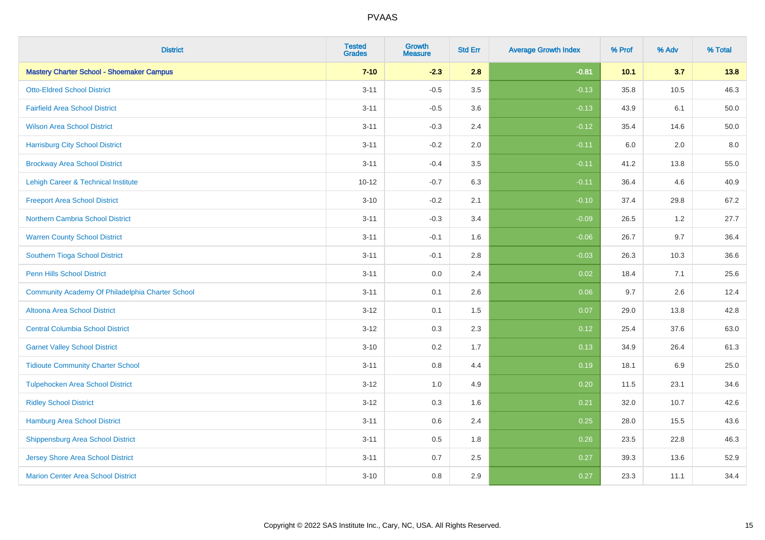| District | Tested Grades | Growth Measure | Std Err | Average Growth Index | % Prof | % Adv | % Total |
|---|---|---|---|---|---|---|---|
| **Mastery Charter School - Shoemaker Campus** | **7-10** | **-2.3** | **2.8** | **-0.81** | **10.1** | **3.7** | **13.8** |
| Otto-Eldred School District | 3-11 | -0.5 | 3.5 | -0.13 | 35.8 | 10.5 | 46.3 |
| Fairfield Area School District | 3-11 | -0.5 | 3.6 | -0.13 | 43.9 | 6.1 | 50.0 |
| Wilson Area School District | 3-11 | -0.3 | 2.4 | -0.12 | 35.4 | 14.6 | 50.0 |
| Harrisburg City School District | 3-11 | -0.2 | 2.0 | -0.11 | 6.0 | 2.0 | 8.0 |
| Brockway Area School District | 3-11 | -0.4 | 3.5 | -0.11 | 41.2 | 13.8 | 55.0 |
| Lehigh Career & Technical Institute | 10-12 | -0.7 | 6.3 | -0.11 | 36.4 | 4.6 | 40.9 |
| Freeport Area School District | 3-10 | -0.2 | 2.1 | -0.10 | 37.4 | 29.8 | 67.2 |
| Northern Cambria School District | 3-11 | -0.3 | 3.4 | -0.09 | 26.5 | 1.2 | 27.7 |
| Warren County School District | 3-11 | -0.1 | 1.6 | -0.06 | 26.7 | 9.7 | 36.4 |
| Southern Tioga School District | 3-11 | -0.1 | 2.8 | -0.03 | 26.3 | 10.3 | 36.6 |
| Penn Hills School District | 3-11 | 0.0 | 2.4 | 0.02 | 18.4 | 7.1 | 25.6 |
| Community Academy Of Philadelphia Charter School | 3-11 | 0.1 | 2.6 | 0.06 | 9.7 | 2.6 | 12.4 |
| Altoona Area School District | 3-12 | 0.1 | 1.5 | 0.07 | 29.0 | 13.8 | 42.8 |
| Central Columbia School District | 3-12 | 0.3 | 2.3 | 0.12 | 25.4 | 37.6 | 63.0 |
| Garnet Valley School District | 3-10 | 0.2 | 1.7 | 0.13 | 34.9 | 26.4 | 61.3 |
| Tidioute Community Charter School | 3-11 | 0.8 | 4.4 | 0.19 | 18.1 | 6.9 | 25.0 |
| Tulpehocken Area School District | 3-12 | 1.0 | 4.9 | 0.20 | 11.5 | 23.1 | 34.6 |
| Ridley School District | 3-12 | 0.3 | 1.6 | 0.21 | 32.0 | 10.7 | 42.6 |
| Hamburg Area School District | 3-11 | 0.6 | 2.4 | 0.25 | 28.0 | 15.5 | 43.6 |
| Shippensburg Area School District | 3-11 | 0.5 | 1.8 | 0.26 | 23.5 | 22.8 | 46.3 |
| Jersey Shore Area School District | 3-11 | 0.7 | 2.5 | 0.27 | 39.3 | 13.6 | 52.9 |
| Marion Center Area School District | 3-10 | 0.8 | 2.9 | 0.27 | 23.3 | 11.1 | 34.4 |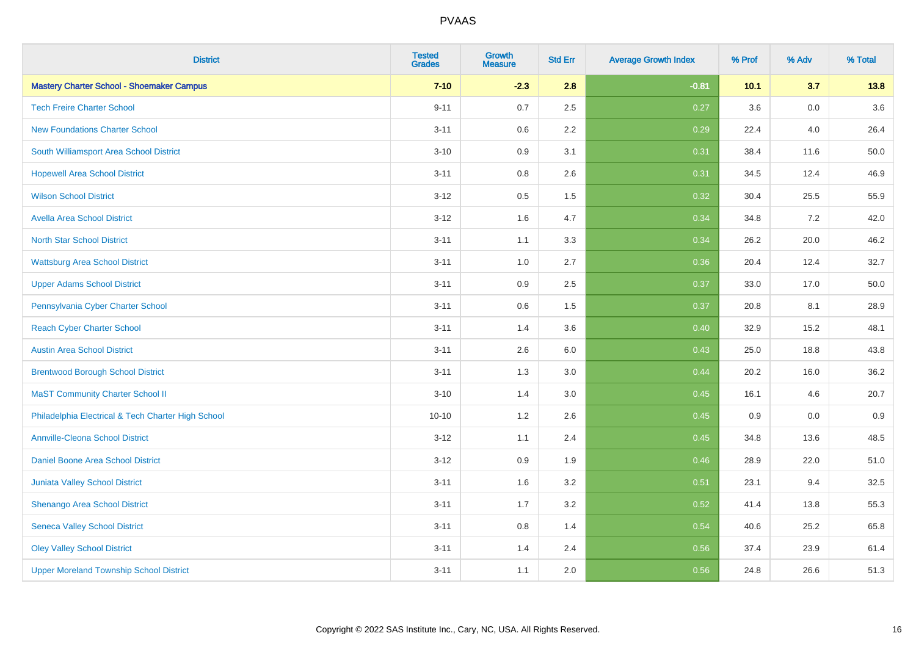| District | Tested Grades | Growth Measure | Std Err | Average Growth Index | % Prof | % Adv | % Total |
|---|---|---|---|---|---|---|---|
| **Mastery Charter School - Shoemaker Campus** | **7-10** | **-2.3** | **2.8** | **-0.81** | **10.1** | **3.7** | **13.8** |
| Tech Freire Charter School | 9-11 | 0.7 | 2.5 | 0.27 | 3.6 | 0.0 | 3.6 |
| New Foundations Charter School | 3-11 | 0.6 | 2.2 | 0.29 | 22.4 | 4.0 | 26.4 |
| South Williamsport Area School District | 3-10 | 0.9 | 3.1 | 0.31 | 38.4 | 11.6 | 50.0 |
| Hopewell Area School District | 3-11 | 0.8 | 2.6 | 0.31 | 34.5 | 12.4 | 46.9 |
| Wilson School District | 3-12 | 0.5 | 1.5 | 0.32 | 30.4 | 25.5 | 55.9 |
| Avella Area School District | 3-12 | 1.6 | 4.7 | 0.34 | 34.8 | 7.2 | 42.0 |
| North Star School District | 3-11 | 1.1 | 3.3 | 0.34 | 26.2 | 20.0 | 46.2 |
| Wattsburg Area School District | 3-11 | 1.0 | 2.7 | 0.36 | 20.4 | 12.4 | 32.7 |
| Upper Adams School District | 3-11 | 0.9 | 2.5 | 0.37 | 33.0 | 17.0 | 50.0 |
| Pennsylvania Cyber Charter School | 3-11 | 0.6 | 1.5 | 0.37 | 20.8 | 8.1 | 28.9 |
| Reach Cyber Charter School | 3-11 | 1.4 | 3.6 | 0.40 | 32.9 | 15.2 | 48.1 |
| Austin Area School District | 3-11 | 2.6 | 6.0 | 0.43 | 25.0 | 18.8 | 43.8 |
| Brentwood Borough School District | 3-11 | 1.3 | 3.0 | 0.44 | 20.2 | 16.0 | 36.2 |
| MaST Community Charter School II | 3-10 | 1.4 | 3.0 | 0.45 | 16.1 | 4.6 | 20.7 |
| Philadelphia Electrical & Tech Charter High School | 10-10 | 1.2 | 2.6 | 0.45 | 0.9 | 0.0 | 0.9 |
| Annville-Cleona School District | 3-12 | 1.1 | 2.4 | 0.45 | 34.8 | 13.6 | 48.5 |
| Daniel Boone Area School District | 3-12 | 0.9 | 1.9 | 0.46 | 28.9 | 22.0 | 51.0 |
| Juniata Valley School District | 3-11 | 1.6 | 3.2 | 0.51 | 23.1 | 9.4 | 32.5 |
| Shenango Area School District | 3-11 | 1.7 | 3.2 | 0.52 | 41.4 | 13.8 | 55.3 |
| Seneca Valley School District | 3-11 | 0.8 | 1.4 | 0.54 | 40.6 | 25.2 | 65.8 |
| Oley Valley School District | 3-11 | 1.4 | 2.4 | 0.56 | 37.4 | 23.9 | 61.4 |
| Upper Moreland Township School District | 3-11 | 1.1 | 2.0 | 0.56 | 24.8 | 26.6 | 51.3 |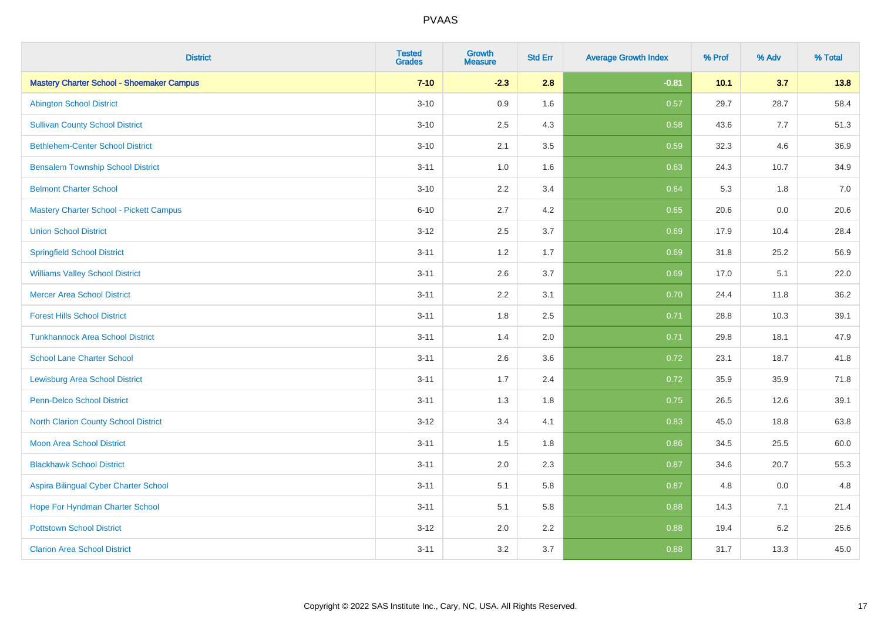| District | Tested Grades | Growth Measure | Std Err | Average Growth Index | % Prof | % Adv | % Total |
|---|---|---|---|---|---|---|---|
| **Mastery Charter School - Shoemaker Campus** | **7-10** | **-2.3** | **2.8** | **-0.81** | **10.1** | **3.7** | **13.8** |
| Abington School District | 3-10 | 0.9 | 1.6 | 0.57 | 29.7 | 28.7 | 58.4 |
| Sullivan County School District | 3-10 | 2.5 | 4.3 | 0.58 | 43.6 | 7.7 | 51.3 |
| Bethlehem-Center School District | 3-10 | 2.1 | 3.5 | 0.59 | 32.3 | 4.6 | 36.9 |
| Bensalem Township School District | 3-11 | 1.0 | 1.6 | 0.63 | 24.3 | 10.7 | 34.9 |
| Belmont Charter School | 3-10 | 2.2 | 3.4 | 0.64 | 5.3 | 1.8 | 7.0 |
| Mastery Charter School - Pickett Campus | 6-10 | 2.7 | 4.2 | 0.65 | 20.6 | 0.0 | 20.6 |
| Union School District | 3-12 | 2.5 | 3.7 | 0.69 | 17.9 | 10.4 | 28.4 |
| Springfield School District | 3-11 | 1.2 | 1.7 | 0.69 | 31.8 | 25.2 | 56.9 |
| Williams Valley School District | 3-11 | 2.6 | 3.7 | 0.69 | 17.0 | 5.1 | 22.0 |
| Mercer Area School District | 3-11 | 2.2 | 3.1 | 0.70 | 24.4 | 11.8 | 36.2 |
| Forest Hills School District | 3-11 | 1.8 | 2.5 | 0.71 | 28.8 | 10.3 | 39.1 |
| Tunkhannock Area School District | 3-11 | 1.4 | 2.0 | 0.71 | 29.8 | 18.1 | 47.9 |
| School Lane Charter School | 3-11 | 2.6 | 3.6 | 0.72 | 23.1 | 18.7 | 41.8 |
| Lewisburg Area School District | 3-11 | 1.7 | 2.4 | 0.72 | 35.9 | 35.9 | 71.8 |
| Penn-Delco School District | 3-11 | 1.3 | 1.8 | 0.75 | 26.5 | 12.6 | 39.1 |
| North Clarion County School District | 3-12 | 3.4 | 4.1 | 0.83 | 45.0 | 18.8 | 63.8 |
| Moon Area School District | 3-11 | 1.5 | 1.8 | 0.86 | 34.5 | 25.5 | 60.0 |
| Blackhawk School District | 3-11 | 2.0 | 2.3 | 0.87 | 34.6 | 20.7 | 55.3 |
| Aspira Bilingual Cyber Charter School | 3-11 | 5.1 | 5.8 | 0.87 | 4.8 | 0.0 | 4.8 |
| Hope For Hyndman Charter School | 3-11 | 5.1 | 5.8 | 0.88 | 14.3 | 7.1 | 21.4 |
| Pottstown School District | 3-12 | 2.0 | 2.2 | 0.88 | 19.4 | 6.2 | 25.6 |
| Clarion Area School District | 3-11 | 3.2 | 3.7 | 0.88 | 31.7 | 13.3 | 45.0 |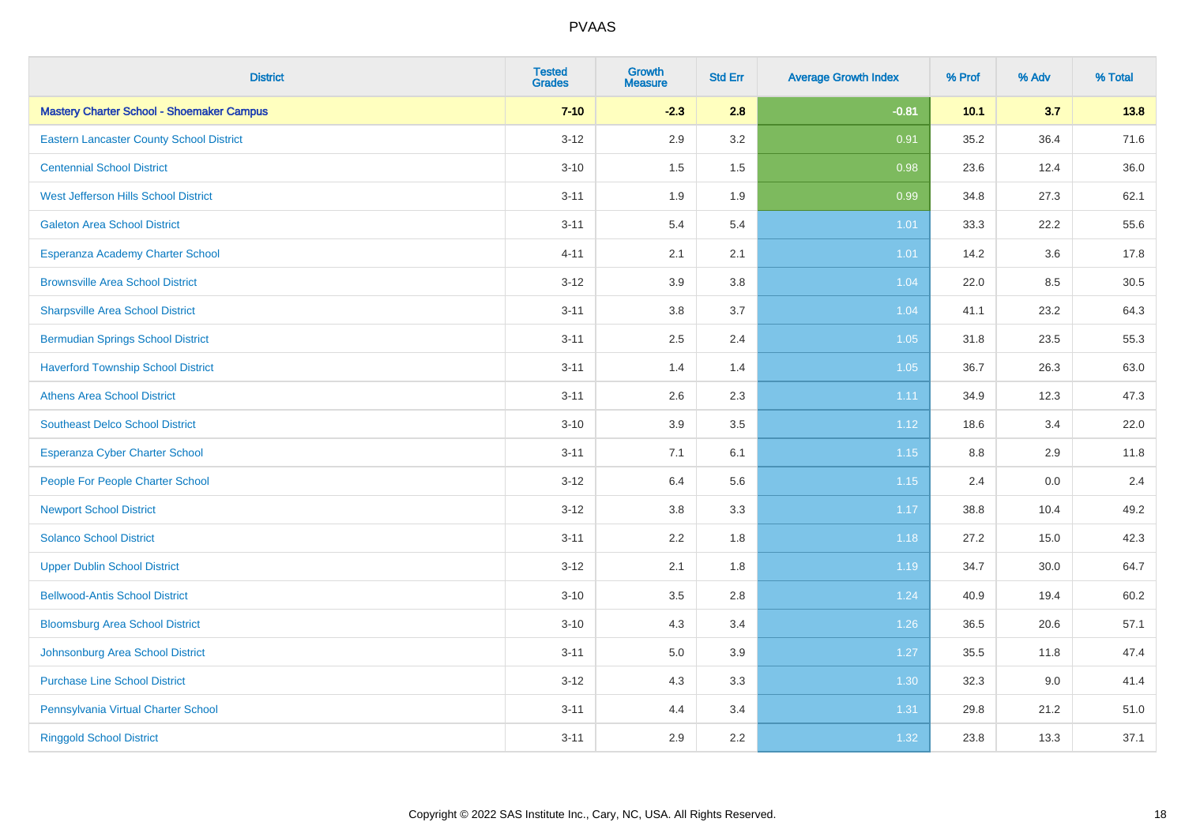| District | Tested Grades | Growth Measure | Std Err | Average Growth Index | % Prof | % Adv | % Total |
|---|---|---|---|---|---|---|---|
| **Mastery Charter School - Shoemaker Campus** | **7-10** | **-2.3** | **2.8** | **-0.81** | **10.1** | **3.7** | **13.8** |
| Eastern Lancaster County School District | 3-12 | 2.9 | 3.2 | 0.91 | 35.2 | 36.4 | 71.6 |
| Centennial School District | 3-10 | 1.5 | 1.5 | 0.98 | 23.6 | 12.4 | 36.0 |
| West Jefferson Hills School District | 3-11 | 1.9 | 1.9 | 0.99 | 34.8 | 27.3 | 62.1 |
| Galeton Area School District | 3-11 | 5.4 | 5.4 | 1.01 | 33.3 | 22.2 | 55.6 |
| Esperanza Academy Charter School | 4-11 | 2.1 | 2.1 | 1.01 | 14.2 | 3.6 | 17.8 |
| Brownsville Area School District | 3-12 | 3.9 | 3.8 | 1.04 | 22.0 | 8.5 | 30.5 |
| Sharpsville Area School District | 3-11 | 3.8 | 3.7 | 1.04 | 41.1 | 23.2 | 64.3 |
| Bermudian Springs School District | 3-11 | 2.5 | 2.4 | 1.05 | 31.8 | 23.5 | 55.3 |
| Haverford Township School District | 3-11 | 1.4 | 1.4 | 1.05 | 36.7 | 26.3 | 63.0 |
| Athens Area School District | 3-11 | 2.6 | 2.3 | 1.11 | 34.9 | 12.3 | 47.3 |
| Southeast Delco School District | 3-10 | 3.9 | 3.5 | 1.12 | 18.6 | 3.4 | 22.0 |
| Esperanza Cyber Charter School | 3-11 | 7.1 | 6.1 | 1.15 | 8.8 | 2.9 | 11.8 |
| People For People Charter School | 3-12 | 6.4 | 5.6 | 1.15 | 2.4 | 0.0 | 2.4 |
| Newport School District | 3-12 | 3.8 | 3.3 | 1.17 | 38.8 | 10.4 | 49.2 |
| Solanco School District | 3-11 | 2.2 | 1.8 | 1.18 | 27.2 | 15.0 | 42.3 |
| Upper Dublin School District | 3-12 | 2.1 | 1.8 | 1.19 | 34.7 | 30.0 | 64.7 |
| Bellwood-Antis School District | 3-10 | 3.5 | 2.8 | 1.24 | 40.9 | 19.4 | 60.2 |
| Bloomsburg Area School District | 3-10 | 4.3 | 3.4 | 1.26 | 36.5 | 20.6 | 57.1 |
| Johnsonburg Area School District | 3-11 | 5.0 | 3.9 | 1.27 | 35.5 | 11.8 | 47.4 |
| Purchase Line School District | 3-12 | 4.3 | 3.3 | 1.30 | 32.3 | 9.0 | 41.4 |
| Pennsylvania Virtual Charter School | 3-11 | 4.4 | 3.4 | 1.31 | 29.8 | 21.2 | 51.0 |
| Ringgold School District | 3-11 | 2.9 | 2.2 | 1.32 | 23.8 | 13.3 | 37.1 |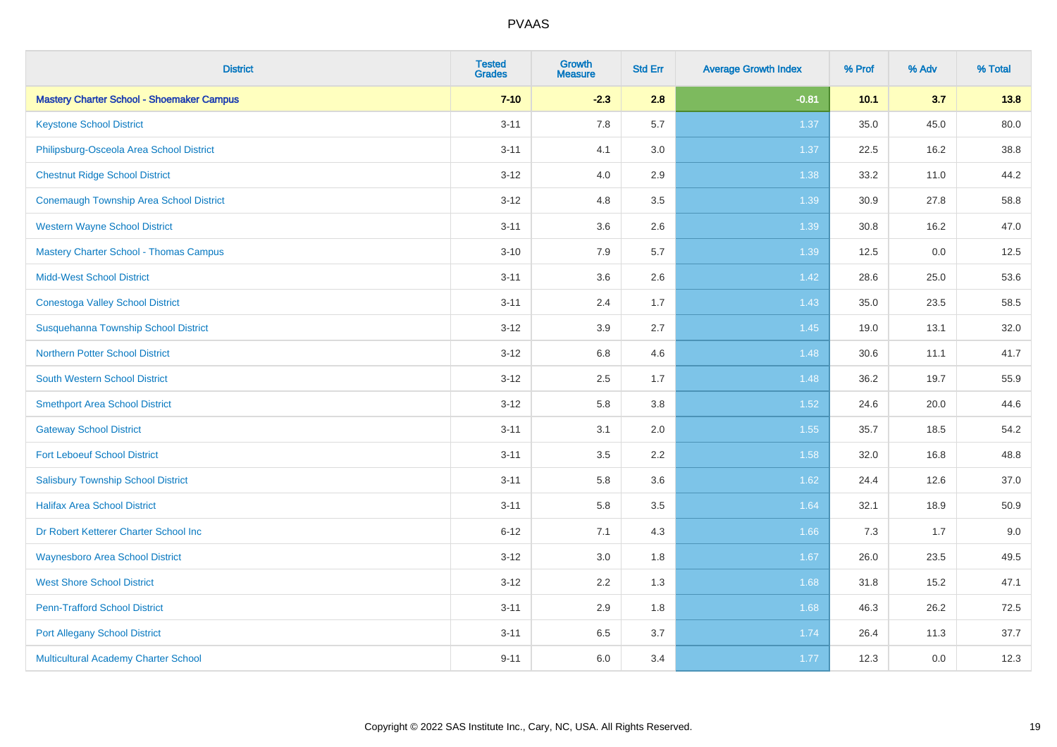| District | Tested Grades | Growth Measure | Std Err | Average Growth Index | % Prof | % Adv | % Total |
|---|---|---|---|---|---|---|---|
| **Mastery Charter School - Shoemaker Campus** | **7-10** | **-2.3** | **2.8** | **-0.81** | **10.1** | **3.7** | **13.8** |
| Keystone School District | 3-11 | 7.8 | 5.7 | 1.37 | 35.0 | 45.0 | 80.0 |
| Philipsburg-Osceola Area School District | 3-11 | 4.1 | 3.0 | 1.37 | 22.5 | 16.2 | 38.8 |
| Chestnut Ridge School District | 3-12 | 4.0 | 2.9 | 1.38 | 33.2 | 11.0 | 44.2 |
| Conemaugh Township Area School District | 3-12 | 4.8 | 3.5 | 1.39 | 30.9 | 27.8 | 58.8 |
| Western Wayne School District | 3-11 | 3.6 | 2.6 | 1.39 | 30.8 | 16.2 | 47.0 |
| Mastery Charter School - Thomas Campus | 3-10 | 7.9 | 5.7 | 1.39 | 12.5 | 0.0 | 12.5 |
| Midd-West School District | 3-11 | 3.6 | 2.6 | 1.42 | 28.6 | 25.0 | 53.6 |
| Conestoga Valley School District | 3-11 | 2.4 | 1.7 | 1.43 | 35.0 | 23.5 | 58.5 |
| Susquehanna Township School District | 3-12 | 3.9 | 2.7 | 1.45 | 19.0 | 13.1 | 32.0 |
| Northern Potter School District | 3-12 | 6.8 | 4.6 | 1.48 | 30.6 | 11.1 | 41.7 |
| South Western School District | 3-12 | 2.5 | 1.7 | 1.48 | 36.2 | 19.7 | 55.9 |
| Smethport Area School District | 3-12 | 5.8 | 3.8 | 1.52 | 24.6 | 20.0 | 44.6 |
| Gateway School District | 3-11 | 3.1 | 2.0 | 1.55 | 35.7 | 18.5 | 54.2 |
| Fort Leboeuf School District | 3-11 | 3.5 | 2.2 | 1.58 | 32.0 | 16.8 | 48.8 |
| Salisbury Township School District | 3-11 | 5.8 | 3.6 | 1.62 | 24.4 | 12.6 | 37.0 |
| Halifax Area School District | 3-11 | 5.8 | 3.5 | 1.64 | 32.1 | 18.9 | 50.9 |
| Dr Robert Ketterer Charter School Inc | 6-12 | 7.1 | 4.3 | 1.66 | 7.3 | 1.7 | 9.0 |
| Waynesboro Area School District | 3-12 | 3.0 | 1.8 | 1.67 | 26.0 | 23.5 | 49.5 |
| West Shore School District | 3-12 | 2.2 | 1.3 | 1.68 | 31.8 | 15.2 | 47.1 |
| Penn-Trafford School District | 3-11 | 2.9 | 1.8 | 1.68 | 46.3 | 26.2 | 72.5 |
| Port Allegany School District | 3-11 | 6.5 | 3.7 | 1.74 | 26.4 | 11.3 | 37.7 |
| Multicultural Academy Charter School | 9-11 | 6.0 | 3.4 | 1.77 | 12.3 | 0.0 | 12.3 |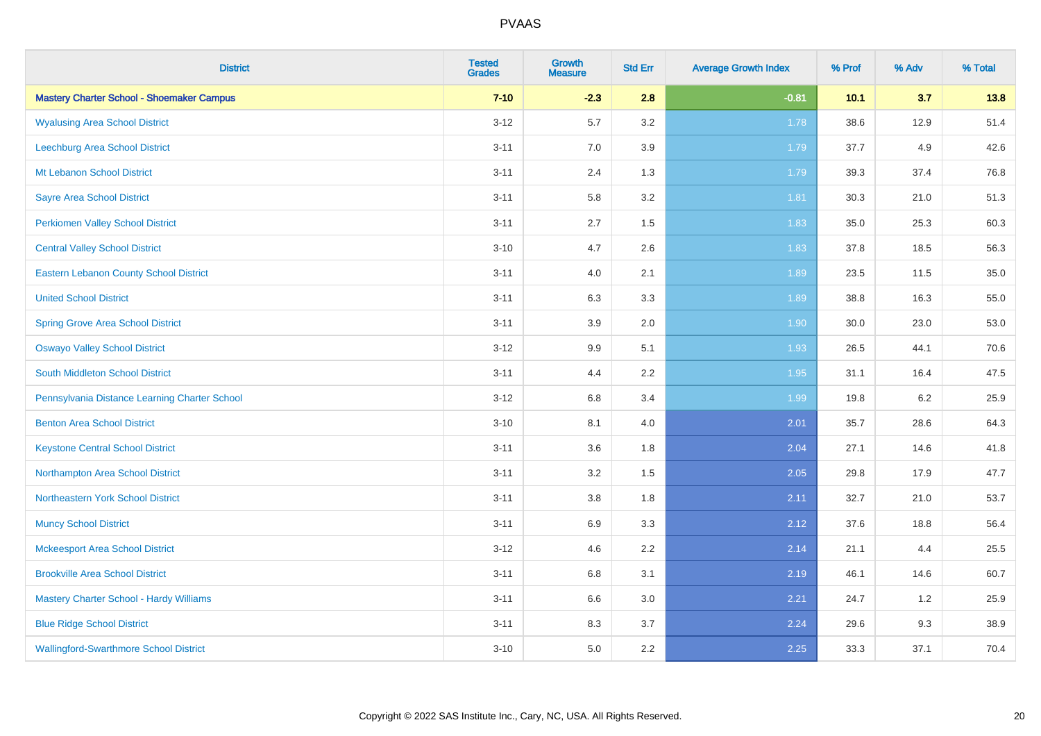# PVAAS

| District | Tested Grades | Growth Measure | Std Err | Average Growth Index | % Prof | % Adv | % Total |
|---|---|---|---|---|---|---|---|
| **Mastery Charter School - Shoemaker Campus** | **7-10** | **-2.3** | **2.8** | **-0.81** | **10.1** | **3.7** | **13.8** |
| Wyalusing Area School District | 3-12 | 5.7 | 3.2 | 1.78 | 38.6 | 12.9 | 51.4 |
| Leechburg Area School District | 3-11 | 7.0 | 3.9 | 1.79 | 37.7 | 4.9 | 42.6 |
| Mt Lebanon School District | 3-11 | 2.4 | 1.3 | 1.79 | 39.3 | 37.4 | 76.8 |
| Sayre Area School District | 3-11 | 5.8 | 3.2 | 1.81 | 30.3 | 21.0 | 51.3 |
| Perkiomen Valley School District | 3-11 | 2.7 | 1.5 | 1.83 | 35.0 | 25.3 | 60.3 |
| Central Valley School District | 3-10 | 4.7 | 2.6 | 1.83 | 37.8 | 18.5 | 56.3 |
| Eastern Lebanon County School District | 3-11 | 4.0 | 2.1 | 1.89 | 23.5 | 11.5 | 35.0 |
| United School District | 3-11 | 6.3 | 3.3 | 1.89 | 38.8 | 16.3 | 55.0 |
| Spring Grove Area School District | 3-11 | 3.9 | 2.0 | 1.90 | 30.0 | 23.0 | 53.0 |
| Oswayo Valley School District | 3-12 | 9.9 | 5.1 | 1.93 | 26.5 | 44.1 | 70.6 |
| South Middleton School District | 3-11 | 4.4 | 2.2 | 1.95 | 31.1 | 16.4 | 47.5 |
| Pennsylvania Distance Learning Charter School | 3-12 | 6.8 | 3.4 | 1.99 | 19.8 | 6.2 | 25.9 |
| Benton Area School District | 3-10 | 8.1 | 4.0 | 2.01 | 35.7 | 28.6 | 64.3 |
| Keystone Central School District | 3-11 | 3.6 | 1.8 | 2.04 | 27.1 | 14.6 | 41.8 |
| Northampton Area School District | 3-11 | 3.2 | 1.5 | 2.05 | 29.8 | 17.9 | 47.7 |
| Northeastern York School District | 3-11 | 3.8 | 1.8 | 2.11 | 32.7 | 21.0 | 53.7 |
| Muncy School District | 3-11 | 6.9 | 3.3 | 2.12 | 37.6 | 18.8 | 56.4 |
| Mckeesport Area School District | 3-12 | 4.6 | 2.2 | 2.14 | 21.1 | 4.4 | 25.5 |
| Brookville Area School District | 3-11 | 6.8 | 3.1 | 2.19 | 46.1 | 14.6 | 60.7 |
| Mastery Charter School - Hardy Williams | 3-11 | 6.6 | 3.0 | 2.21 | 24.7 | 1.2 | 25.9 |
| Blue Ridge School District | 3-11 | 8.3 | 3.7 | 2.24 | 29.6 | 9.3 | 38.9 |
| Wallingford-Swarthmore School District | 3-10 | 5.0 | 2.2 | 2.25 | 33.3 | 37.1 | 70.4 |

Copyright © 2022 SAS Institute Inc., Cary, NC, USA. All Rights Reserved.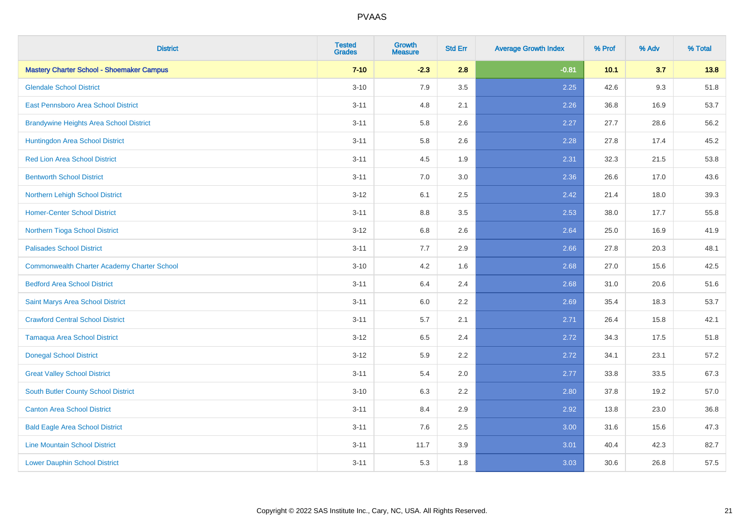| District | Tested Grades | Growth Measure | Std Err | Average Growth Index | % Prof | % Adv | % Total |
|---|---|---|---|---|---|---|---|
| **Mastery Charter School - Shoemaker Campus** | **7-10** | **-2.3** | **2.8** | **-0.81** | **10.1** | **3.7** | **13.8** |
| Glendale School District | 3-10 | 7.9 | 3.5 | 2.25 | 42.6 | 9.3 | 51.8 |
| East Pennsboro Area School District | 3-11 | 4.8 | 2.1 | 2.26 | 36.8 | 16.9 | 53.7 |
| Brandywine Heights Area School District | 3-11 | 5.8 | 2.6 | 2.27 | 27.7 | 28.6 | 56.2 |
| Huntingdon Area School District | 3-11 | 5.8 | 2.6 | 2.28 | 27.8 | 17.4 | 45.2 |
| Red Lion Area School District | 3-11 | 4.5 | 1.9 | 2.31 | 32.3 | 21.5 | 53.8 |
| Bentworth School District | 3-11 | 7.0 | 3.0 | 2.36 | 26.6 | 17.0 | 43.6 |
| Northern Lehigh School District | 3-12 | 6.1 | 2.5 | 2.42 | 21.4 | 18.0 | 39.3 |
| Homer-Center School District | 3-11 | 8.8 | 3.5 | 2.53 | 38.0 | 17.7 | 55.8 |
| Northern Tioga School District | 3-12 | 6.8 | 2.6 | 2.64 | 25.0 | 16.9 | 41.9 |
| Palisades School District | 3-11 | 7.7 | 2.9 | 2.66 | 27.8 | 20.3 | 48.1 |
| Commonwealth Charter Academy Charter School | 3-10 | 4.2 | 1.6 | 2.68 | 27.0 | 15.6 | 42.5 |
| Bedford Area School District | 3-11 | 6.4 | 2.4 | 2.68 | 31.0 | 20.6 | 51.6 |
| Saint Marys Area School District | 3-11 | 6.0 | 2.2 | 2.69 | 35.4 | 18.3 | 53.7 |
| Crawford Central School District | 3-11 | 5.7 | 2.1 | 2.71 | 26.4 | 15.8 | 42.1 |
| Tamaqua Area School District | 3-12 | 6.5 | 2.4 | 2.72 | 34.3 | 17.5 | 51.8 |
| Donegal School District | 3-12 | 5.9 | 2.2 | 2.72 | 34.1 | 23.1 | 57.2 |
| Great Valley School District | 3-11 | 5.4 | 2.0 | 2.77 | 33.8 | 33.5 | 67.3 |
| South Butler County School District | 3-10 | 6.3 | 2.2 | 2.80 | 37.8 | 19.2 | 57.0 |
| Canton Area School District | 3-11 | 8.4 | 2.9 | 2.92 | 13.8 | 23.0 | 36.8 |
| Bald Eagle Area School District | 3-11 | 7.6 | 2.5 | 3.00 | 31.6 | 15.6 | 47.3 |
| Line Mountain School District | 3-11 | 11.7 | 3.9 | 3.01 | 40.4 | 42.3 | 82.7 |
| Lower Dauphin School District | 3-11 | 5.3 | 1.8 | 3.03 | 30.6 | 26.8 | 57.5 |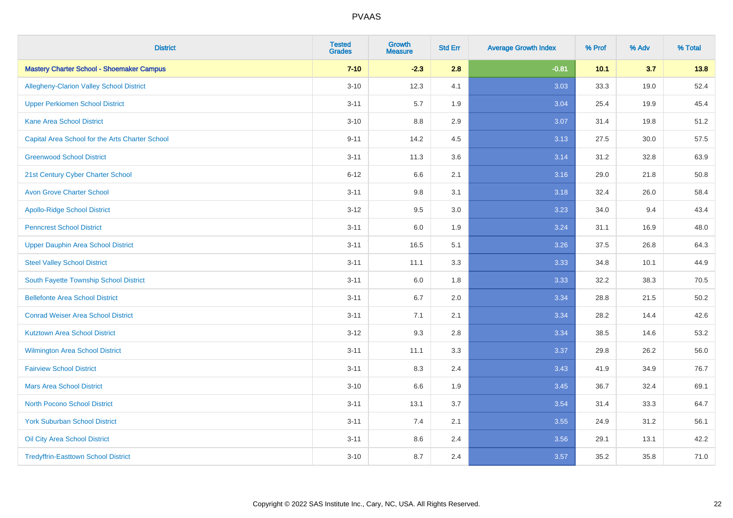| District | Tested Grades | Growth Measure | Std Err | Average Growth Index | % Prof | % Adv | % Total |
|---|---|---|---|---|---|---|---|
| **Mastery Charter School - Shoemaker Campus** | **7-10** | **-2.3** | **2.8** | **-0.81** | **10.1** | **3.7** | **13.8** |
| Allegheny-Clarion Valley School District | 3-10 | 12.3 | 4.1 | 3.03 | 33.3 | 19.0 | 52.4 |
| Upper Perkiomen School District | 3-11 | 5.7 | 1.9 | 3.04 | 25.4 | 19.9 | 45.4 |
| Kane Area School District | 3-10 | 8.8 | 2.9 | 3.07 | 31.4 | 19.8 | 51.2 |
| Capital Area School for the Arts Charter School | 9-11 | 14.2 | 4.5 | 3.13 | 27.5 | 30.0 | 57.5 |
| Greenwood School District | 3-11 | 11.3 | 3.6 | 3.14 | 31.2 | 32.8 | 63.9 |
| 21st Century Cyber Charter School | 6-12 | 6.6 | 2.1 | 3.16 | 29.0 | 21.8 | 50.8 |
| Avon Grove Charter School | 3-11 | 9.8 | 3.1 | 3.18 | 32.4 | 26.0 | 58.4 |
| Apollo-Ridge School District | 3-12 | 9.5 | 3.0 | 3.23 | 34.0 | 9.4 | 43.4 |
| Penncrest School District | 3-11 | 6.0 | 1.9 | 3.24 | 31.1 | 16.9 | 48.0 |
| Upper Dauphin Area School District | 3-11 | 16.5 | 5.1 | 3.26 | 37.5 | 26.8 | 64.3 |
| Steel Valley School District | 3-11 | 11.1 | 3.3 | 3.33 | 34.8 | 10.1 | 44.9 |
| South Fayette Township School District | 3-11 | 6.0 | 1.8 | 3.33 | 32.2 | 38.3 | 70.5 |
| Bellefonte Area School District | 3-11 | 6.7 | 2.0 | 3.34 | 28.8 | 21.5 | 50.2 |
| Conrad Weiser Area School District | 3-11 | 7.1 | 2.1 | 3.34 | 28.2 | 14.4 | 42.6 |
| Kutztown Area School District | 3-12 | 9.3 | 2.8 | 3.34 | 38.5 | 14.6 | 53.2 |
| Wilmington Area School District | 3-11 | 11.1 | 3.3 | 3.37 | 29.8 | 26.2 | 56.0 |
| Fairview School District | 3-11 | 8.3 | 2.4 | 3.43 | 41.9 | 34.9 | 76.7 |
| Mars Area School District | 3-10 | 6.6 | 1.9 | 3.45 | 36.7 | 32.4 | 69.1 |
| North Pocono School District | 3-11 | 13.1 | 3.7 | 3.54 | 31.4 | 33.3 | 64.7 |
| York Suburban School District | 3-11 | 7.4 | 2.1 | 3.55 | 24.9 | 31.2 | 56.1 |
| Oil City Area School District | 3-11 | 8.6 | 2.4 | 3.56 | 29.1 | 13.1 | 42.2 |
| Tredyffrin-Easttown School District | 3-10 | 8.7 | 2.4 | 3.57 | 35.2 | 35.8 | 71.0 |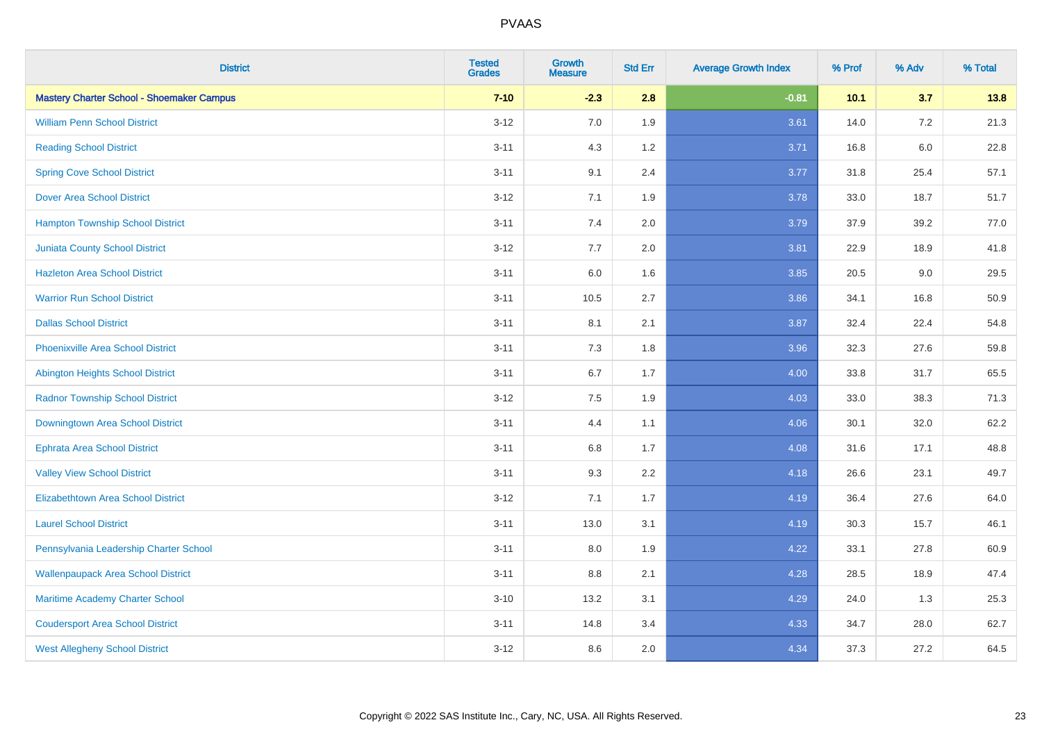# PVAAS

| District | Tested Grades | Growth Measure | Std Err | Average Growth Index | % Prof | % Adv | % Total |
|---|---|---|---|---|---|---|---|
| **Mastery Charter School - Shoemaker Campus** | **7-10** | **-2.3** | **2.8** | **-0.81** | **10.1** | **3.7** | **13.8** |
| William Penn School District | 3-12 | 7.0 | 1.9 | 3.61 | 14.0 | 7.2 | 21.3 |
| Reading School District | 3-11 | 4.3 | 1.2 | 3.71 | 16.8 | 6.0 | 22.8 |
| Spring Cove School District | 3-11 | 9.1 | 2.4 | 3.77 | 31.8 | 25.4 | 57.1 |
| Dover Area School District | 3-12 | 7.1 | 1.9 | 3.78 | 33.0 | 18.7 | 51.7 |
| Hampton Township School District | 3-11 | 7.4 | 2.0 | 3.79 | 37.9 | 39.2 | 77.0 |
| Juniata County School District | 3-12 | 7.7 | 2.0 | 3.81 | 22.9 | 18.9 | 41.8 |
| Hazleton Area School District | 3-11 | 6.0 | 1.6 | 3.85 | 20.5 | 9.0 | 29.5 |
| Warrior Run School District | 3-11 | 10.5 | 2.7 | 3.86 | 34.1 | 16.8 | 50.9 |
| Dallas School District | 3-11 | 8.1 | 2.1 | 3.87 | 32.4 | 22.4 | 54.8 |
| Phoenixville Area School District | 3-11 | 7.3 | 1.8 | 3.96 | 32.3 | 27.6 | 59.8 |
| Abington Heights School District | 3-11 | 6.7 | 1.7 | 4.00 | 33.8 | 31.7 | 65.5 |
| Radnor Township School District | 3-12 | 7.5 | 1.9 | 4.03 | 33.0 | 38.3 | 71.3 |
| Downingtown Area School District | 3-11 | 4.4 | 1.1 | 4.06 | 30.1 | 32.0 | 62.2 |
| Ephrata Area School District | 3-11 | 6.8 | 1.7 | 4.08 | 31.6 | 17.1 | 48.8 |
| Valley View School District | 3-11 | 9.3 | 2.2 | 4.18 | 26.6 | 23.1 | 49.7 |
| Elizabethtown Area School District | 3-12 | 7.1 | 1.7 | 4.19 | 36.4 | 27.6 | 64.0 |
| Laurel School District | 3-11 | 13.0 | 3.1 | 4.19 | 30.3 | 15.7 | 46.1 |
| Pennsylvania Leadership Charter School | 3-11 | 8.0 | 1.9 | 4.22 | 33.1 | 27.8 | 60.9 |
| Wallenpaupack Area School District | 3-11 | 8.8 | 2.1 | 4.28 | 28.5 | 18.9 | 47.4 |
| Maritime Academy Charter School | 3-10 | 13.2 | 3.1 | 4.29 | 24.0 | 1.3 | 25.3 |
| Coudersport Area School District | 3-11 | 14.8 | 3.4 | 4.33 | 34.7 | 28.0 | 62.7 |
| West Allegheny School District | 3-12 | 8.6 | 2.0 | 4.34 | 37.3 | 27.2 | 64.5 |

Copyright © 2022 SAS Institute Inc., Cary, NC, USA. All Rights Reserved.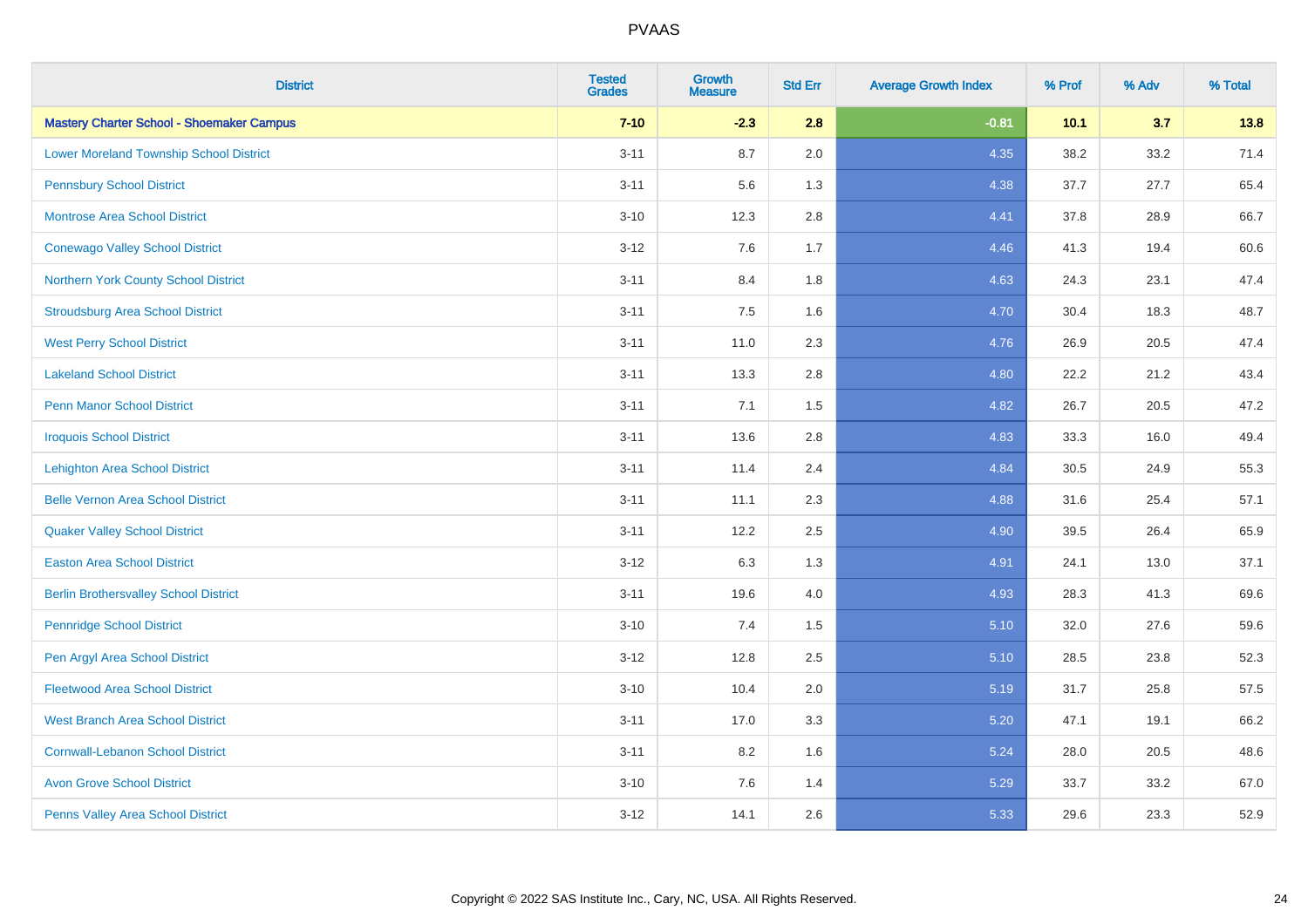# PVAAS

| District | Tested Grades | Growth Measure | Std Err | Average Growth Index | % Prof | % Adv | % Total |
|---|---|---|---|---|---|---|---|
| **Mastery Charter School - Shoemaker Campus** | **7-10** | **-2.3** | **2.8** | **-0.81** | **10.1** | **3.7** | **13.8** |
| Lower Moreland Township School District | 3-11 | 8.7 | 2.0 | 4.35 | 38.2 | 33.2 | 71.4 |
| Pennsbury School District | 3-11 | 5.6 | 1.3 | 4.38 | 37.7 | 27.7 | 65.4 |
| Montrose Area School District | 3-10 | 12.3 | 2.8 | 4.41 | 37.8 | 28.9 | 66.7 |
| Conewago Valley School District | 3-12 | 7.6 | 1.7 | 4.46 | 41.3 | 19.4 | 60.6 |
| Northern York County School District | 3-11 | 8.4 | 1.8 | 4.63 | 24.3 | 23.1 | 47.4 |
| Stroudsburg Area School District | 3-11 | 7.5 | 1.6 | 4.70 | 30.4 | 18.3 | 48.7 |
| West Perry School District | 3-11 | 11.0 | 2.3 | 4.76 | 26.9 | 20.5 | 47.4 |
| Lakeland School District | 3-11 | 13.3 | 2.8 | 4.80 | 22.2 | 21.2 | 43.4 |
| Penn Manor School District | 3-11 | 7.1 | 1.5 | 4.82 | 26.7 | 20.5 | 47.2 |
| Iroquois School District | 3-11 | 13.6 | 2.8 | 4.83 | 33.3 | 16.0 | 49.4 |
| Lehighton Area School District | 3-11 | 11.4 | 2.4 | 4.84 | 30.5 | 24.9 | 55.3 |
| Belle Vernon Area School District | 3-11 | 11.1 | 2.3 | 4.88 | 31.6 | 25.4 | 57.1 |
| Quaker Valley School District | 3-11 | 12.2 | 2.5 | 4.90 | 39.5 | 26.4 | 65.9 |
| Easton Area School District | 3-12 | 6.3 | 1.3 | 4.91 | 24.1 | 13.0 | 37.1 |
| Berlin Brothersvalley School District | 3-11 | 19.6 | 4.0 | 4.93 | 28.3 | 41.3 | 69.6 |
| Pennridge School District | 3-10 | 7.4 | 1.5 | 5.10 | 32.0 | 27.6 | 59.6 |
| Pen Argyl Area School District | 3-12 | 12.8 | 2.5 | 5.10 | 28.5 | 23.8 | 52.3 |
| Fleetwood Area School District | 3-10 | 10.4 | 2.0 | 5.19 | 31.7 | 25.8 | 57.5 |
| West Branch Area School District | 3-11 | 17.0 | 3.3 | 5.20 | 47.1 | 19.1 | 66.2 |
| Cornwall-Lebanon School District | 3-11 | 8.2 | 1.6 | 5.24 | 28.0 | 20.5 | 48.6 |
| Avon Grove School District | 3-10 | 7.6 | 1.4 | 5.29 | 33.7 | 33.2 | 67.0 |
| Penns Valley Area School District | 3-12 | 14.1 | 2.6 | 5.33 | 29.6 | 23.3 | 52.9 |

Copyright © 2022 SAS Institute Inc., Cary, NC, USA. All Rights Reserved.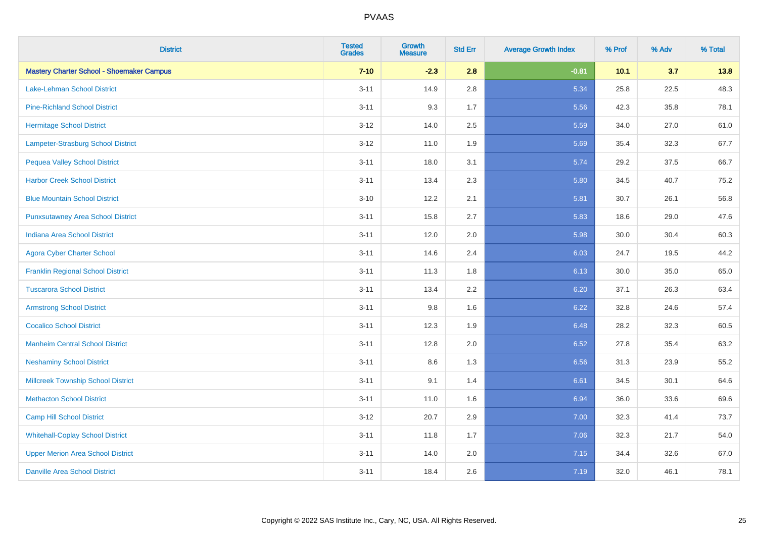| District | Tested Grades | Growth Measure | Std Err | Average Growth Index | % Prof | % Adv | % Total |
|---|---|---|---|---|---|---|---|
| **Mastery Charter School - Shoemaker Campus** | **7-10** | **-2.3** | **2.8** | **-0.81** | **10.1** | **3.7** | **13.8** |
| Lake-Lehman School District | 3-11 | 14.9 | 2.8 | 5.34 | 25.8 | 22.5 | 48.3 |
| Pine-Richland School District | 3-11 | 9.3 | 1.7 | 5.56 | 42.3 | 35.8 | 78.1 |
| Hermitage School District | 3-12 | 14.0 | 2.5 | 5.59 | 34.0 | 27.0 | 61.0 |
| Lampeter-Strasburg School District | 3-12 | 11.0 | 1.9 | 5.69 | 35.4 | 32.3 | 67.7 |
| Pequea Valley School District | 3-11 | 18.0 | 3.1 | 5.74 | 29.2 | 37.5 | 66.7 |
| Harbor Creek School District | 3-11 | 13.4 | 2.3 | 5.80 | 34.5 | 40.7 | 75.2 |
| Blue Mountain School District | 3-10 | 12.2 | 2.1 | 5.81 | 30.7 | 26.1 | 56.8 |
| Punxsutawney Area School District | 3-11 | 15.8 | 2.7 | 5.83 | 18.6 | 29.0 | 47.6 |
| Indiana Area School District | 3-11 | 12.0 | 2.0 | 5.98 | 30.0 | 30.4 | 60.3 |
| Agora Cyber Charter School | 3-11 | 14.6 | 2.4 | 6.03 | 24.7 | 19.5 | 44.2 |
| Franklin Regional School District | 3-11 | 11.3 | 1.8 | 6.13 | 30.0 | 35.0 | 65.0 |
| Tuscarora School District | 3-11 | 13.4 | 2.2 | 6.20 | 37.1 | 26.3 | 63.4 |
| Armstrong School District | 3-11 | 9.8 | 1.6 | 6.22 | 32.8 | 24.6 | 57.4 |
| Cocalico School District | 3-11 | 12.3 | 1.9 | 6.48 | 28.2 | 32.3 | 60.5 |
| Manheim Central School District | 3-11 | 12.8 | 2.0 | 6.52 | 27.8 | 35.4 | 63.2 |
| Neshaminy School District | 3-11 | 8.6 | 1.3 | 6.56 | 31.3 | 23.9 | 55.2 |
| Millcreek Township School District | 3-11 | 9.1 | 1.4 | 6.61 | 34.5 | 30.1 | 64.6 |
| Methacton School District | 3-11 | 11.0 | 1.6 | 6.94 | 36.0 | 33.6 | 69.6 |
| Camp Hill School District | 3-12 | 20.7 | 2.9 | 7.00 | 32.3 | 41.4 | 73.7 |
| Whitehall-Coplay School District | 3-11 | 11.8 | 1.7 | 7.06 | 32.3 | 21.7 | 54.0 |
| Upper Merion Area School District | 3-11 | 14.0 | 2.0 | 7.15 | 34.4 | 32.6 | 67.0 |
| Danville Area School District | 3-11 | 18.4 | 2.6 | 7.19 | 32.0 | 46.1 | 78.1 |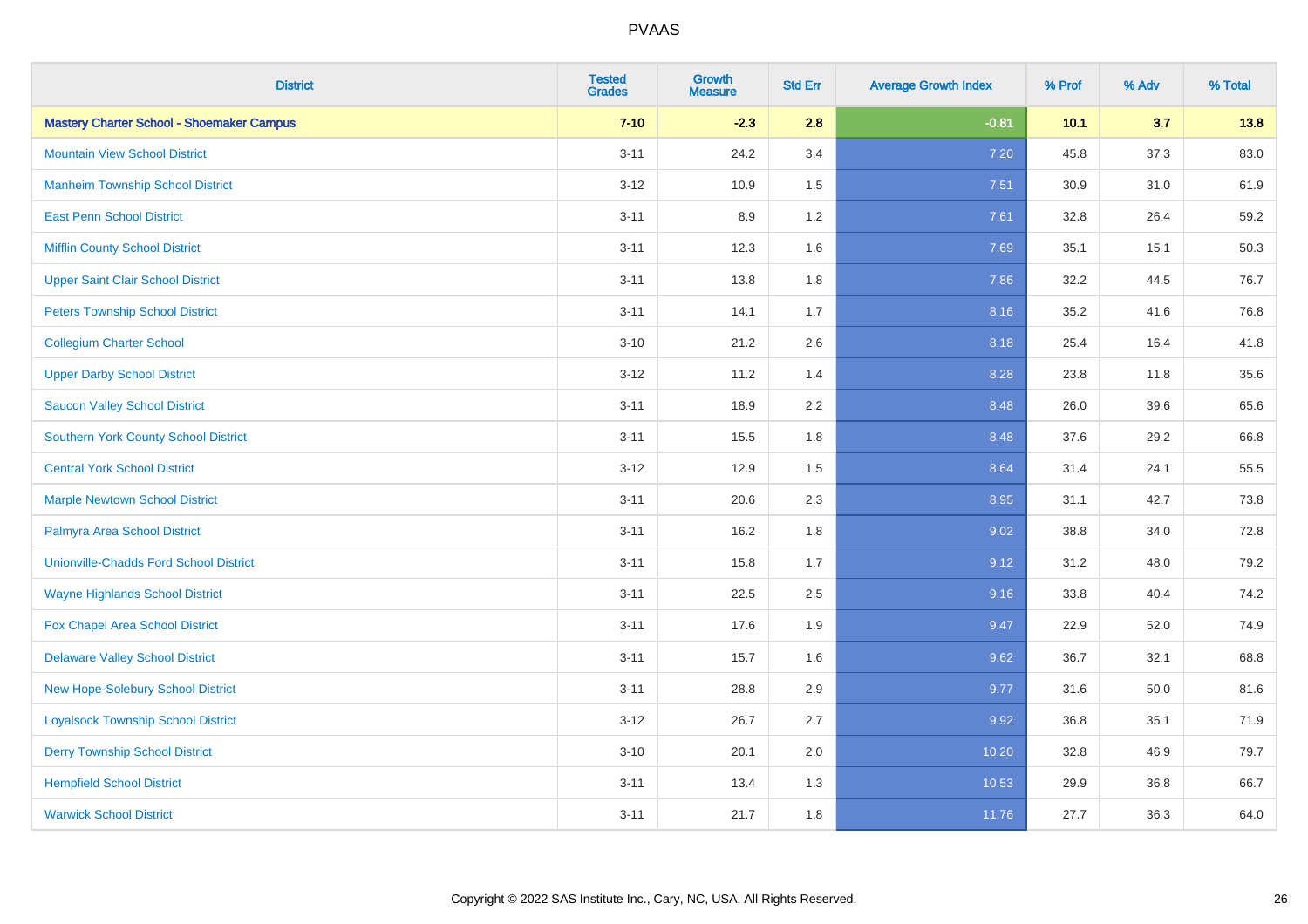# PVAAS

| District | Tested Grades | Growth Measure | Std Err | Average Growth Index | % Prof | % Adv | % Total |
|---|---|---|---|---|---|---|---|
| **Mastery Charter School - Shoemaker Campus** | **7-10** | **-2.3** | **2.8** | **-0.81** | **10.1** | **3.7** | **13.8** |
| Mountain View School District | 3-11 | 24.2 | 3.4 | 7.20 | 45.8 | 37.3 | 83.0 |
| Manheim Township School District | 3-12 | 10.9 | 1.5 | 7.51 | 30.9 | 31.0 | 61.9 |
| East Penn School District | 3-11 | 8.9 | 1.2 | 7.61 | 32.8 | 26.4 | 59.2 |
| Mifflin County School District | 3-11 | 12.3 | 1.6 | 7.69 | 35.1 | 15.1 | 50.3 |
| Upper Saint Clair School District | 3-11 | 13.8 | 1.8 | 7.86 | 32.2 | 44.5 | 76.7 |
| Peters Township School District | 3-11 | 14.1 | 1.7 | 8.16 | 35.2 | 41.6 | 76.8 |
| Collegium Charter School | 3-10 | 21.2 | 2.6 | 8.18 | 25.4 | 16.4 | 41.8 |
| Upper Darby School District | 3-12 | 11.2 | 1.4 | 8.28 | 23.8 | 11.8 | 35.6 |
| Saucon Valley School District | 3-11 | 18.9 | 2.2 | 8.48 | 26.0 | 39.6 | 65.6 |
| Southern York County School District | 3-11 | 15.5 | 1.8 | 8.48 | 37.6 | 29.2 | 66.8 |
| Central York School District | 3-12 | 12.9 | 1.5 | 8.64 | 31.4 | 24.1 | 55.5 |
| Marple Newtown School District | 3-11 | 20.6 | 2.3 | 8.95 | 31.1 | 42.7 | 73.8 |
| Palmyra Area School District | 3-11 | 16.2 | 1.8 | 9.02 | 38.8 | 34.0 | 72.8 |
| Unionville-Chadds Ford School District | 3-11 | 15.8 | 1.7 | 9.12 | 31.2 | 48.0 | 79.2 |
| Wayne Highlands School District | 3-11 | 22.5 | 2.5 | 9.16 | 33.8 | 40.4 | 74.2 |
| Fox Chapel Area School District | 3-11 | 17.6 | 1.9 | 9.47 | 22.9 | 52.0 | 74.9 |
| Delaware Valley School District | 3-11 | 15.7 | 1.6 | 9.62 | 36.7 | 32.1 | 68.8 |
| New Hope-Solebury School District | 3-11 | 28.8 | 2.9 | 9.77 | 31.6 | 50.0 | 81.6 |
| Loyalsock Township School District | 3-12 | 26.7 | 2.7 | 9.92 | 36.8 | 35.1 | 71.9 |
| Derry Township School District | 3-10 | 20.1 | 2.0 | 10.20 | 32.8 | 46.9 | 79.7 |
| Hempfield School District | 3-11 | 13.4 | 1.3 | 10.53 | 29.9 | 36.8 | 66.7 |
| Warwick School District | 3-11 | 21.7 | 1.8 | 11.76 | 27.7 | 36.3 | 64.0 |

Copyright © 2022 SAS Institute Inc., Cary, NC, USA. All Rights Reserved.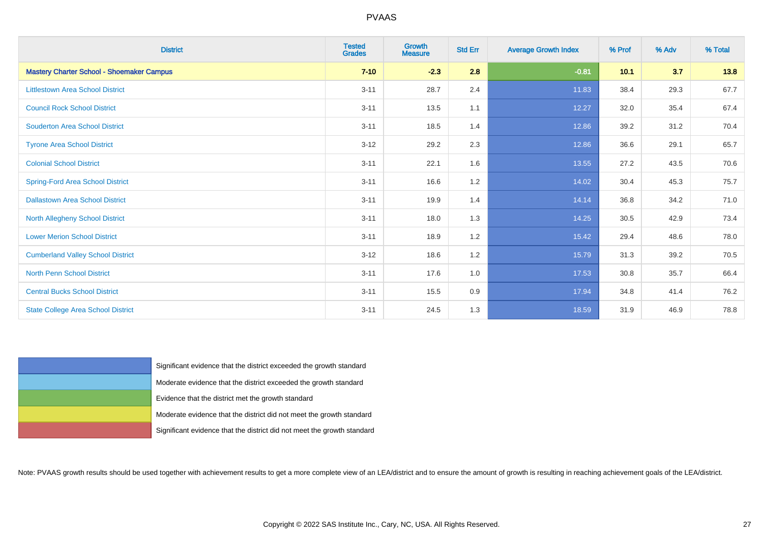# PVAAS

| District | Tested Grades | Growth Measure | Std Err | Average Growth Index | % Prof | % Adv | % Total |
|---|---|---|---|---|---|---|---|
| **Mastery Charter School - Shoemaker Campus** | **7-10** | **-2.3** | **2.8** | **-0.81** | **10.1** | **3.7** | **13.8** |
| Littlestown Area School District | 3-11 | 28.7 | 2.4 | 11.83 | 38.4 | 29.3 | 67.7 |
| Council Rock School District | 3-11 | 13.5 | 1.1 | 12.27 | 32.0 | 35.4 | 67.4 |
| Souderton Area School District | 3-11 | 18.5 | 1.4 | 12.86 | 39.2 | 31.2 | 70.4 |
| Tyrone Area School District | 3-12 | 29.2 | 2.3 | 12.86 | 36.6 | 29.1 | 65.7 |
| Colonial School District | 3-11 | 22.1 | 1.6 | 13.55 | 27.2 | 43.5 | 70.6 |
| Spring-Ford Area School District | 3-11 | 16.6 | 1.2 | 14.02 | 30.4 | 45.3 | 75.7 |
| Dallastown Area School District | 3-11 | 19.9 | 1.4 | 14.14 | 36.8 | 34.2 | 71.0 |
| North Allegheny School District | 3-11 | 18.0 | 1.3 | 14.25 | 30.5 | 42.9 | 73.4 |
| Lower Merion School District | 3-11 | 18.9 | 1.2 | 15.42 | 29.4 | 48.6 | 78.0 |
| Cumberland Valley School District | 3-12 | 18.6 | 1.2 | 15.79 | 31.3 | 39.2 | 70.5 |
| North Penn School District | 3-11 | 17.6 | 1.0 | 17.53 | 30.8 | 35.7 | 66.4 |
| Central Bucks School District | 3-11 | 15.5 | 0.9 | 17.94 | 34.8 | 41.4 | 76.2 |
| State College Area School District | 3-11 | 24.5 | 1.3 | 18.59 | 31.9 | 46.9 | 78.8 |

Significant evidence that the district exceeded the growth standard

Moderate evidence that the district exceeded the growth standard

Evidence that the district met the growth standard

Moderate evidence that the district did not meet the growth standard

Significant evidence that the district did not meet the growth standard

Note: PVAAS growth results should be used together with achievement results to get a more complete view of an LEA/district and to ensure the amount of growth is resulting in reaching achievement goals of the LEA/district.

Copyright © 2022 SAS Institute Inc., Cary, NC, USA. All Rights Reserved.